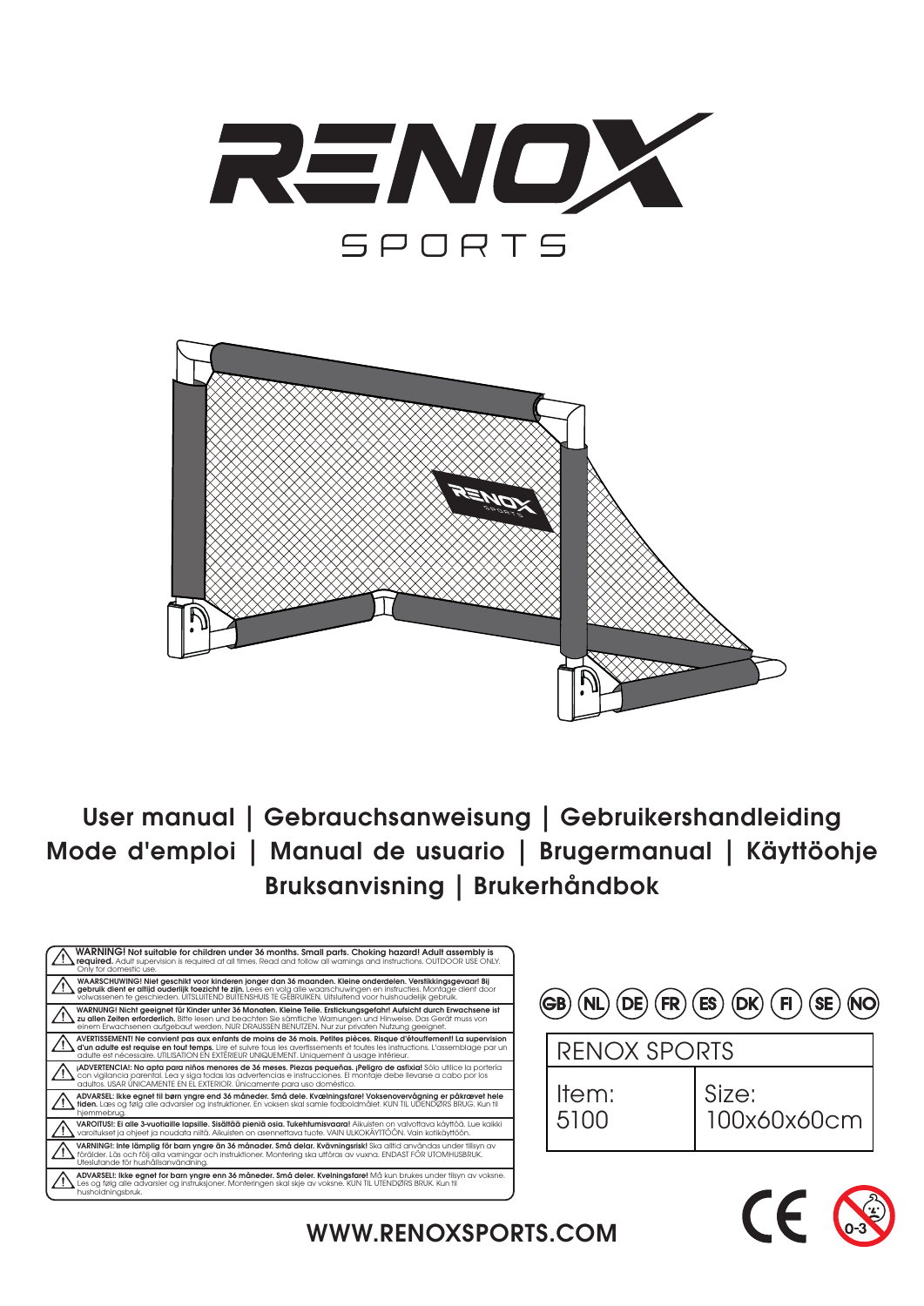# RENOX SPORTS

**User manual | Gebrauchsanweisung | Gebruikershandleiding**
**Mode d'emploi | Manual de usuario | Brugermanual | Käyttöohje**
**Bruksanvisning | Brukerhåndbok**

**WARNING! Not suitable for children under 36 months. Small parts. Choking hazard! Adult assembly is required.** Adult supervision is required at all times. Read and follow all warnings and instructions. OUTDOOR USE ONLY. Only for domestic use.

**WAARSCHUWING! Niet geschikt voor kinderen jonger dan 36 maanden. Kleine onderdelen. Verstikkingsgevaar! Bij gebruik dient er altijd ouderlijk toezicht te zijn.** Lees en volg alle waarschuwingen en instructies. Montage dient door volwassenen te geschieden. UITSLUITEND BUITENSHUIS TE GEBRUIKEN. Uitsluitend voor huishoudelijk gebruik.

**WARNUNG! Nicht geeignet für Kinder unter 36 Monaten. Kleine Teile. Erstickungsgefahr! Aufsicht durch Erwachsene ist zu allen Zeiten erforderlich.** Bitte lesen und beachten Sie sämtliche Warnungen und Hinweise. Das Gerät muss von einem Erwachsenen aufgebaut werden. NUR DRAUSSEN BENUTZEN. Nur zur privaten Nutzung geeignet.

**AVERTISSEMENT! Ne convient pas aux enfants de moins de 36 mois. Petites pièces. Risque d'étouffement! La supervision d'un adulte est requise en tout temps.** Lire et suivre tous les avertissements et toutes les instructions. L'assemblage par un adulte est nécessaire. UTILISATION EN EXTÉRIEUR UNIQUEMENT. Uniquement à usage intérieur.

**¡ADVERTENCIA!: No apta para niños menores de 36 meses. Piezas pequeñas. ¡Peligro de asfixia!** Sólo utilice la portería con vigilancia parental. Lea y siga todas las advertencias e instrucciones. El montaje debe llevarse a cabo por los adultos. USAR ÚNICAMENTE EN EL EXTERIOR. Únicamente para uso doméstico.

**ADVARSEL: Ikke egnet til børn yngre end 36 måneder. Små dele. Kvælningsfare! Voksenovervågning er påkrævet hele tiden.** Læs og følg alle advarsler og instruktioner. En voksen skal samle fodboldmålet. KUN TIL UDENDØRS BRUG. Kun til hjemmebrug.

**VAROITUS!: Ei alle 3-vuotiaille lapsille. Sisältää pieniä osia. Tukehtumisvaara!** Aikuisten on valvottava käyttöä. Lue kaikki varoitukset ja ohjeet ja noudata niitä. Aikuisten on asennettava tuote. VAIN ULKOKÄYTTÖÖN. Vain kotikäyttöön.

**VARNING!: Inte lämplig för barn yngre än 36 månader. Små delar. Kvävningsrisk!** Ska alltid användas under tillsyn av förälder. Läs och följ alla varningar och instruktioner. Montering ska utföras av vuxna. ENDAST FÖR UTOMHUSBRUK. Uteslutande för hushållsanvändning.

**ADVARSEL!: Ikke egnet for barn yngre enn 36 måneder. Små deler. Kvelningsfare!** Må kun brukes under tilsyn av voksne. Les og følg alle advarsler og instruksjoner. Monteringen skal skje av voksne. KUN TIL UTENDØRS BRUK. Kun til husholdningsbruk.

GB NL DE FR ES DK FI SE NO

| RENOX SPORTS | |
|---|---|
| Item: 5100 | Size: 100x60x60cm |

CE 0-3

**WWW.RENOXSPORTS.COM**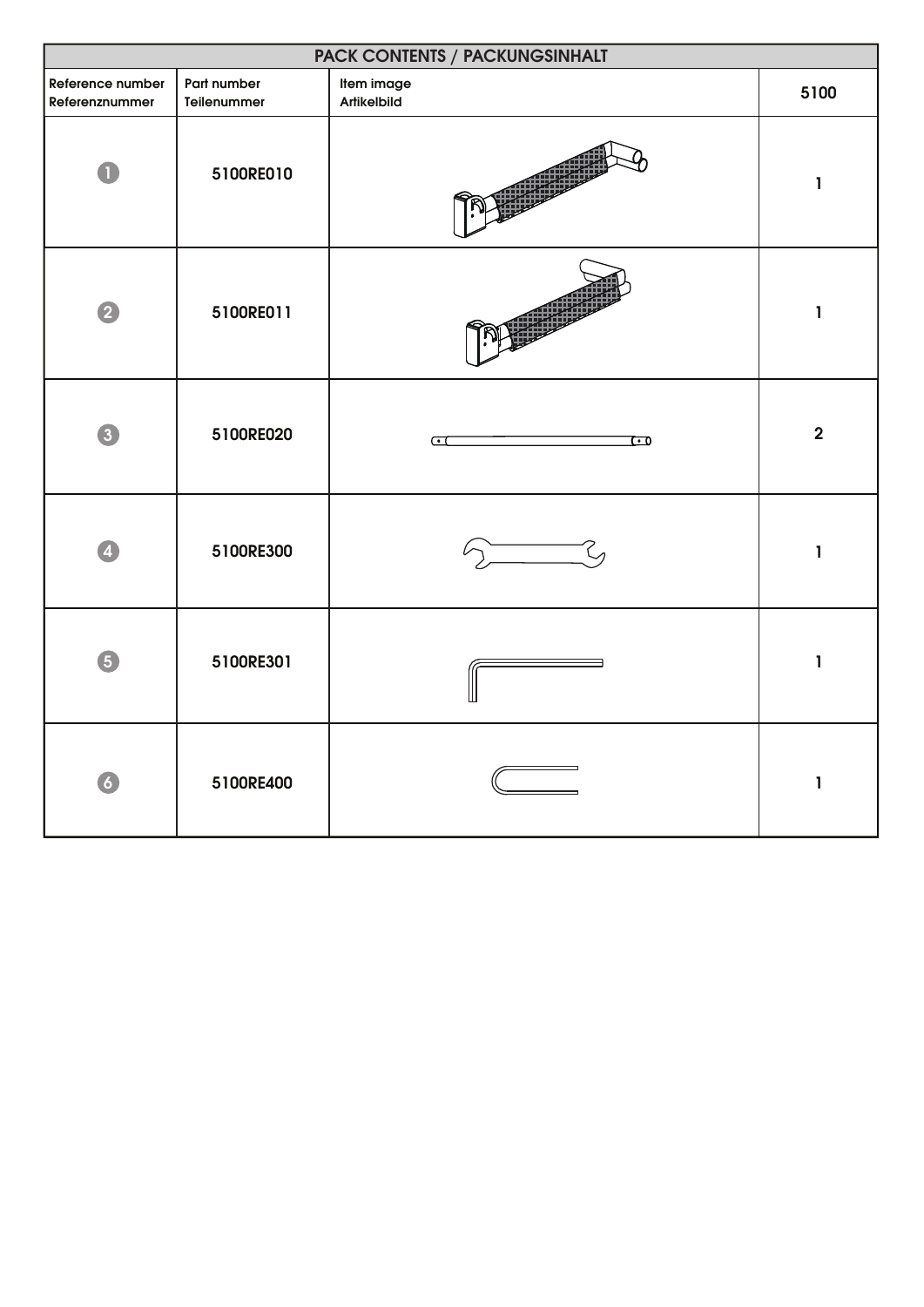| PACK CONTENTS / PACKUNGSINHALT | | | |
|---|---|---|---|
| Reference number Referenznummer | Part number Teilenummer | Item image Artikelbild | 5100 |
| 1 | 5100RE010 | | 1 |
| 2 | 5100RE011 | | 1 |
| 3 | 5100RE020 | | 2 |
| 4 | 5100RE300 | | 1 |
| 5 | 5100RE301 | | 1 |
| 6 | 5100RE400 | | 1 |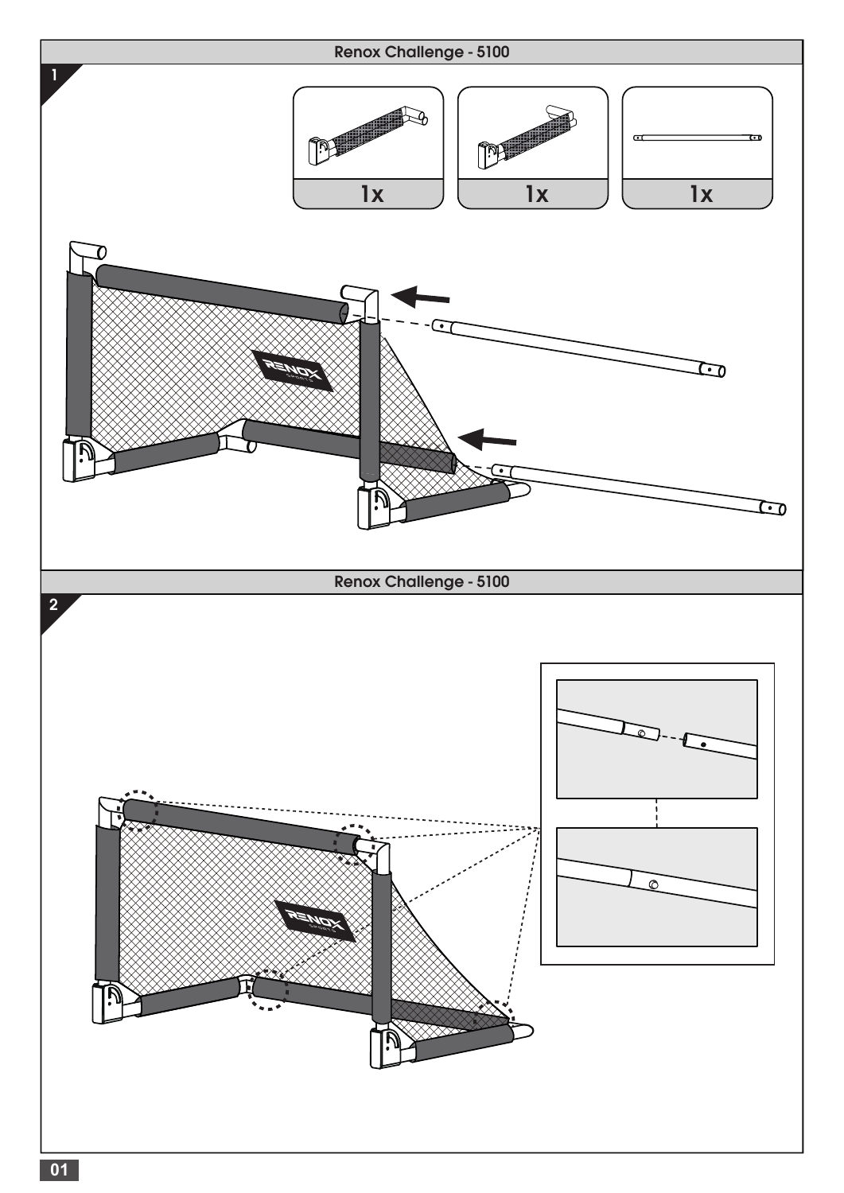## Renox Challenge - 5100

1

1x

1x

1x

## Renox Challenge - 5100

2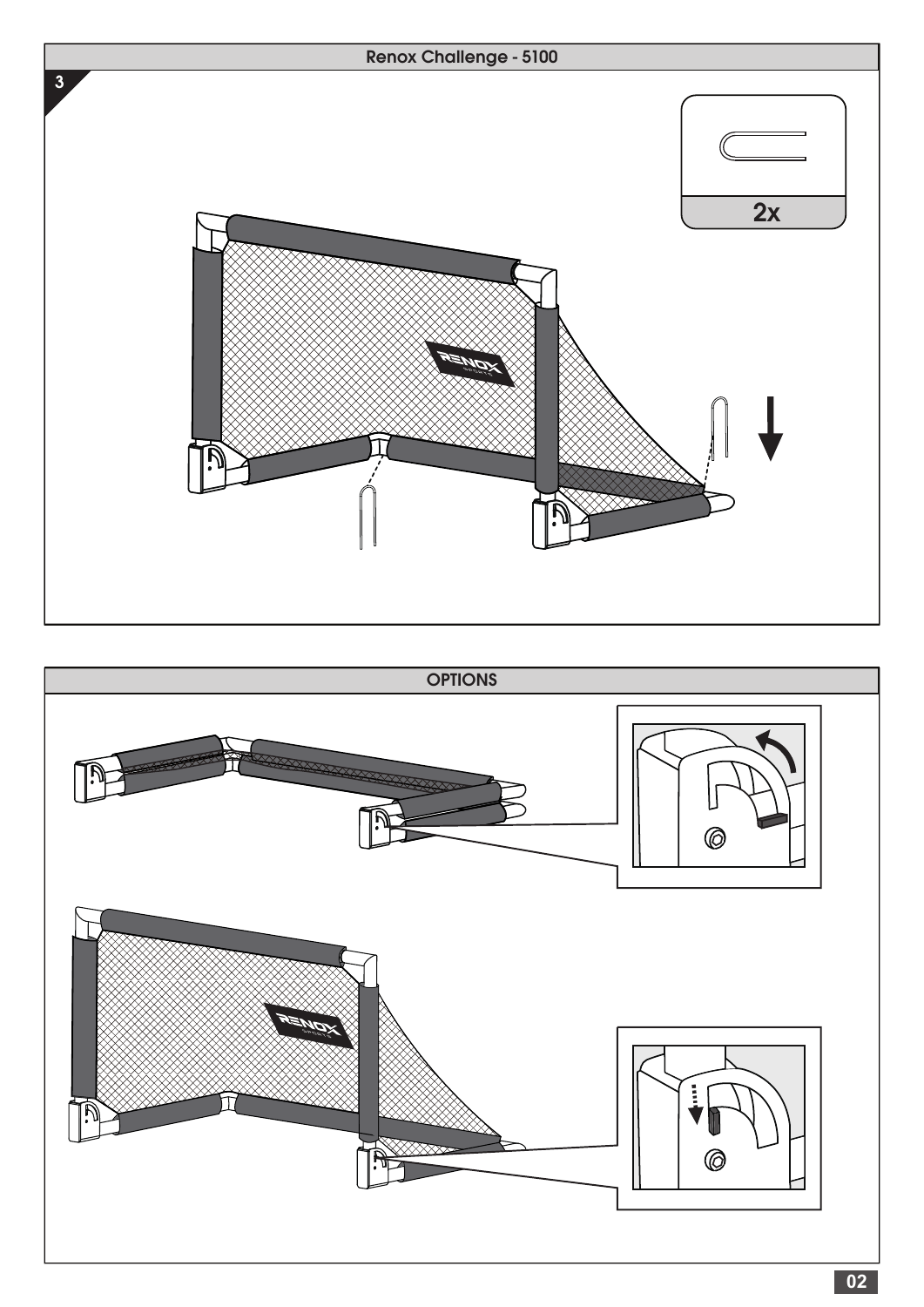## Renox Challenge - 5100

3

2x

## OPTIONS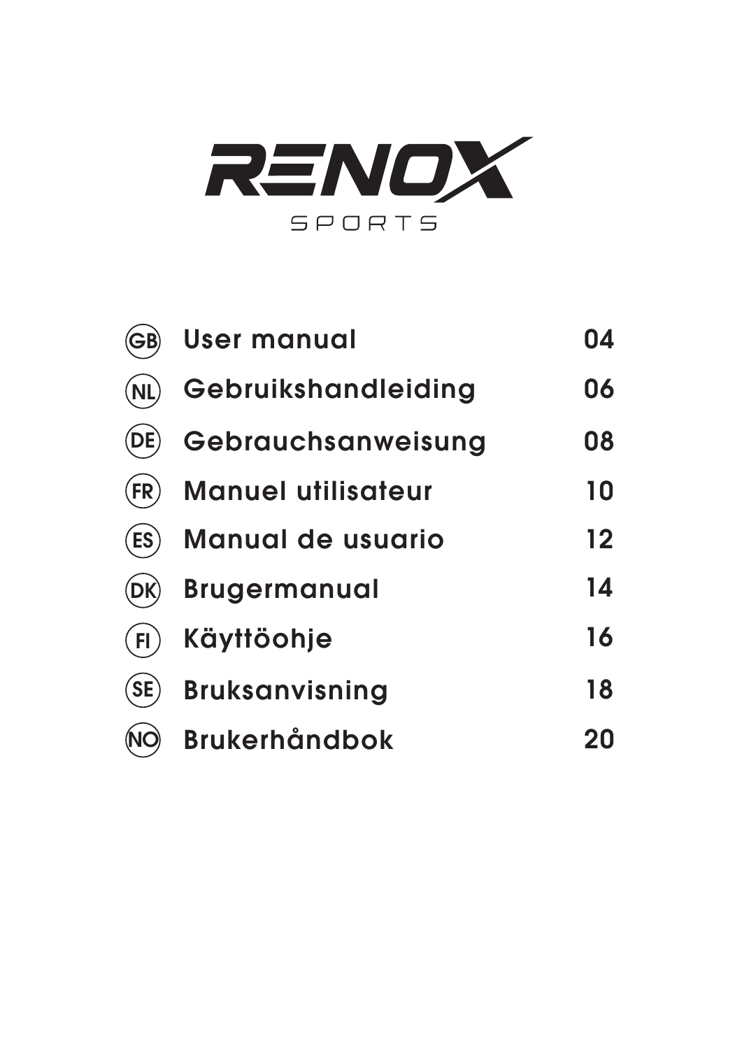# RENOX SPORTS

| | | |
|---|---|---|
| GB | User manual | 04 |
| NL | Gebruikshandleiding | 06 |
| DE | Gebrauchsanweisung | 08 |
| FR | Manuel utilisateur | 10 |
| ES | Manual de usuario | 12 |
| DK | Brugermanual | 14 |
| FI | Käyttöohje | 16 |
| SE | Bruksanvisning | 18 |
| NO | Brukerhåndbok | 20 |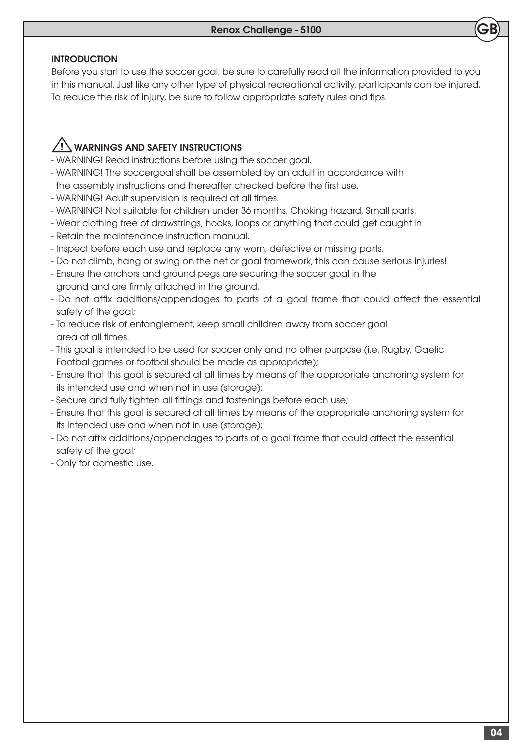## INTRODUCTION

Before you start to use the soccer goal, be sure to carefully read all the information provided to you in this manual. Just like any other type of physical recreational activity, participants can be injured. To reduce the risk of injury, be sure to follow appropriate safety rules and tips.

## ⚠ WARNINGS AND SAFETY INSTRUCTIONS

- WARNING! Read instructions before using the soccer goal.
- WARNING! The soccergoal shall be assembled by an adult in accordance with the assembly instructions and thereafter checked before the first use.
- WARNING! Adult supervision is required at all times.
- WARNING! Not suitable for children under 36 months. Choking hazard. Small parts.
- Wear clothing free of drawstrings, hooks, loops or anything that could get caught in
- Retain the maintenance instruction manual.
- Inspect before each use and replace any worn, defective or missing parts.
- Do not climb, hang or swing on the net or goal framework, this can cause serious injuries!
- Ensure the anchors and ground pegs are securing the soccer goal in the ground and are firmly attached in the ground.
- Do not affix additions/appendages to parts of a goal frame that could affect the essential safety of the goal;
- To reduce risk of entanglement, keep small children away from soccer goal area at all times.
- This goal is intended to be used for soccer only and no other purpose (i.e. Rugby, Gaelic Footbal games or footbal should be made as appropriate);
- Ensure that this goal is secured at all times by means of the appropriate anchoring system for its intended use and when not in use (storage);
- Secure and fully tighten all fittings and fastenings before each use;
- Ensure that this goal is secured at all times by means of the appropriate anchoring system for its intended use and when not in use (storage);
- Do not affix additions/appendages to parts of a goal frame that could affect the essential safety of the goal;
- Only for domestic use.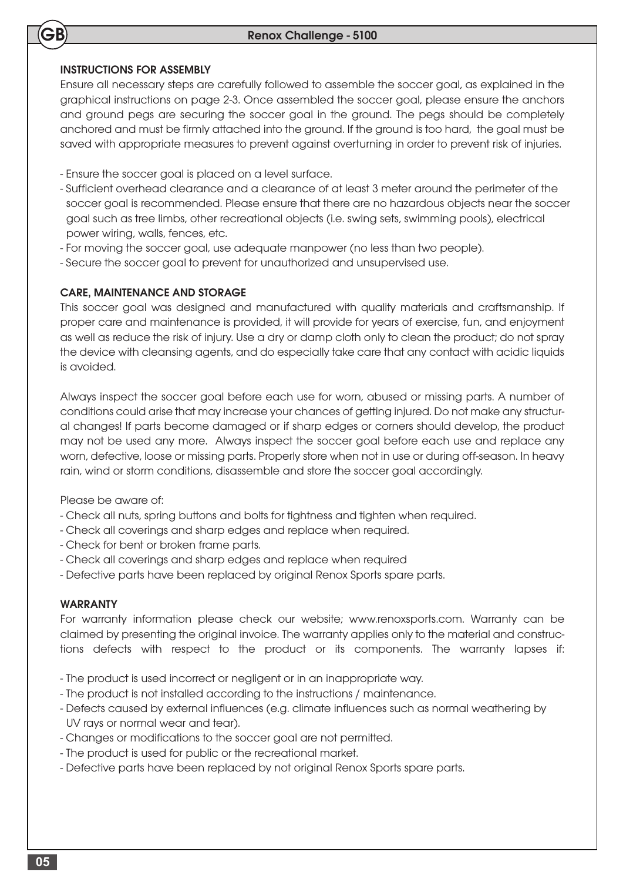## INSTRUCTIONS FOR ASSEMBLY

Ensure all necessary steps are carefully followed to assemble the soccer goal, as explained in the graphical instructions on page 2-3. Once assembled the soccer goal, please ensure the anchors and ground pegs are securing the soccer goal in the ground. The pegs should be completely anchored and must be firmly attached into the ground. If the ground is too hard, the goal must be saved with appropriate measures to prevent against overturning in order to prevent risk of injuries.

- Ensure the soccer goal is placed on a level surface.
- Sufficient overhead clearance and a clearance of at least 3 meter around the perimeter of the soccer goal is recommended. Please ensure that there are no hazardous objects near the soccer goal such as tree limbs, other recreational objects (i.e. swing sets, swimming pools), electrical power wiring, walls, fences, etc.
- For moving the soccer goal, use adequate manpower (no less than two people).
- Secure the soccer goal to prevent for unauthorized and unsupervised use.

## CARE, MAINTENANCE AND STORAGE

This soccer goal was designed and manufactured with quality materials and craftsmanship. If proper care and maintenance is provided, it will provide for years of exercise, fun, and enjoyment as well as reduce the risk of injury. Use a dry or damp cloth only to clean the product; do not spray the device with cleansing agents, and do especially take care that any contact with acidic liquids is avoided.

Always inspect the soccer goal before each use for worn, abused or missing parts. A number of conditions could arise that may increase your chances of getting injured. Do not make any structural changes! If parts become damaged or if sharp edges or corners should develop, the product may not be used any more. Always inspect the soccer goal before each use and replace any worn, defective, loose or missing parts. Properly store when not in use or during off-season. In heavy rain, wind or storm conditions, disassemble and store the soccer goal accordingly.

Please be aware of:

- Check all nuts, spring buttons and bolts for tightness and tighten when required.
- Check all coverings and sharp edges and replace when required.
- Check for bent or broken frame parts.
- Check all coverings and sharp edges and replace when required
- Defective parts have been replaced by original Renox Sports spare parts.

## WARRANTY

For warranty information please check our website; www.renoxsports.com. Warranty can be claimed by presenting the original invoice. The warranty applies only to the material and constructions defects with respect to the product or its components. The warranty lapses if:

- The product is used incorrect or negligent or in an inappropriate way.
- The product is not installed according to the instructions / maintenance.
- Defects caused by external influences (e.g. climate influences such as normal weathering by UV rays or normal wear and tear).
- Changes or modifications to the soccer goal are not permitted.
- The product is used for public or the recreational market.
- Defective parts have been replaced by not original Renox Sports spare parts.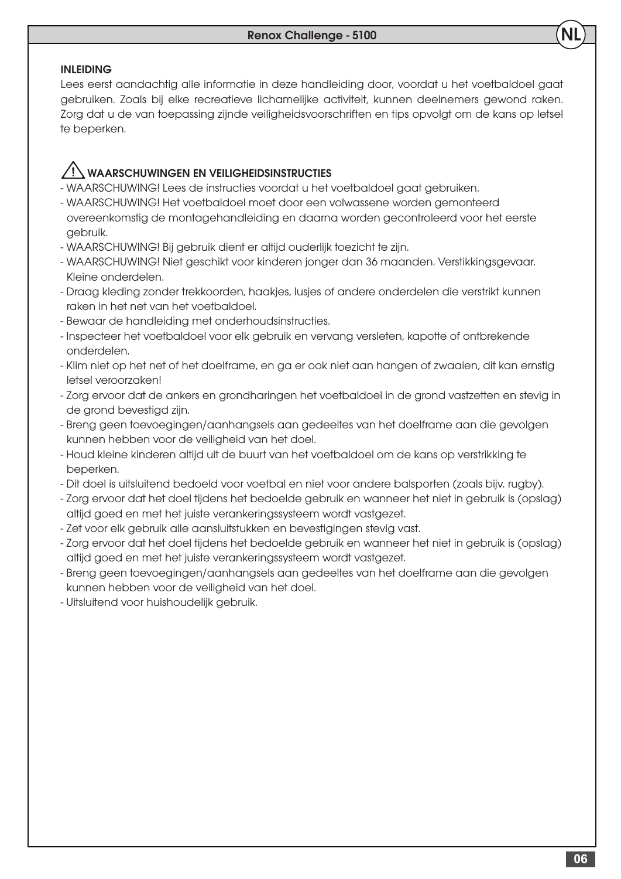## INLEIDING

Lees eerst aandachtig alle informatie in deze handleiding door, voordat u het voetbaldoel gaat gebruiken. Zoals bij elke recreatieve lichamelijke activiteit, kunnen deelnemers gewond raken. Zorg dat u de van toepassing zijnde veiligheidsvoorschriften en tips opvolgt om de kans op letsel te beperken.

## ⚠ WAARSCHUWINGEN EN VEILIGHEIDSINSTRUCTIES

- WAARSCHUWING! Lees de instructies voordat u het voetbaldoel gaat gebruiken.
- WAARSCHUWING! Het voetbaldoel moet door een volwassene worden gemonteerd overeenkomstig de montagehandleiding en daarna worden gecontroleerd voor het eerste gebruik.
- WAARSCHUWING! Bij gebruik dient er altijd ouderlijk toezicht te zijn.
- WAARSCHUWING! Niet geschikt voor kinderen jonger dan 36 maanden. Verstikkingsgevaar. Kleine onderdelen.
- Draag kleding zonder trekkoorden, haakjes, lusjes of andere onderdelen die verstrikt kunnen raken in het net van het voetbaldoel.
- Bewaar de handleiding met onderhoudsinstructies.
- Inspecteer het voetbaldoel voor elk gebruik en vervang versleten, kapotte of ontbrekende onderdelen.
- Klim niet op het net of het doelframe, en ga er ook niet aan hangen of zwaaien, dit kan ernstig letsel veroorzaken!
- Zorg ervoor dat de ankers en grondharingen het voetbaldoel in de grond vastzetten en stevig in de grond bevestigd zijn.
- Breng geen toevoegingen/aanhangsels aan gedeeltes van het doelframe aan die gevolgen kunnen hebben voor de veiligheid van het doel.
- Houd kleine kinderen altijd uit de buurt van het voetbaldoel om de kans op verstrikking te beperken.
- Dit doel is uitsluitend bedoeld voor voetbal en niet voor andere balsporten (zoals bijv. rugby).
- Zorg ervoor dat het doel tijdens het bedoelde gebruik en wanneer het niet in gebruik is (opslag) altijd goed en met het juiste verankeringssysteem wordt vastgezet.
- Zet voor elk gebruik alle aansluitstukken en bevestigingen stevig vast.
- Zorg ervoor dat het doel tijdens het bedoelde gebruik en wanneer het niet in gebruik is (opslag) altijd goed en met het juiste verankeringssysteem wordt vastgezet.
- Breng geen toevoegingen/aanhangsels aan gedeeltes van het doelframe aan die gevolgen kunnen hebben voor de veiligheid van het doel.
- Uitsluitend voor huishoudelijk gebruik.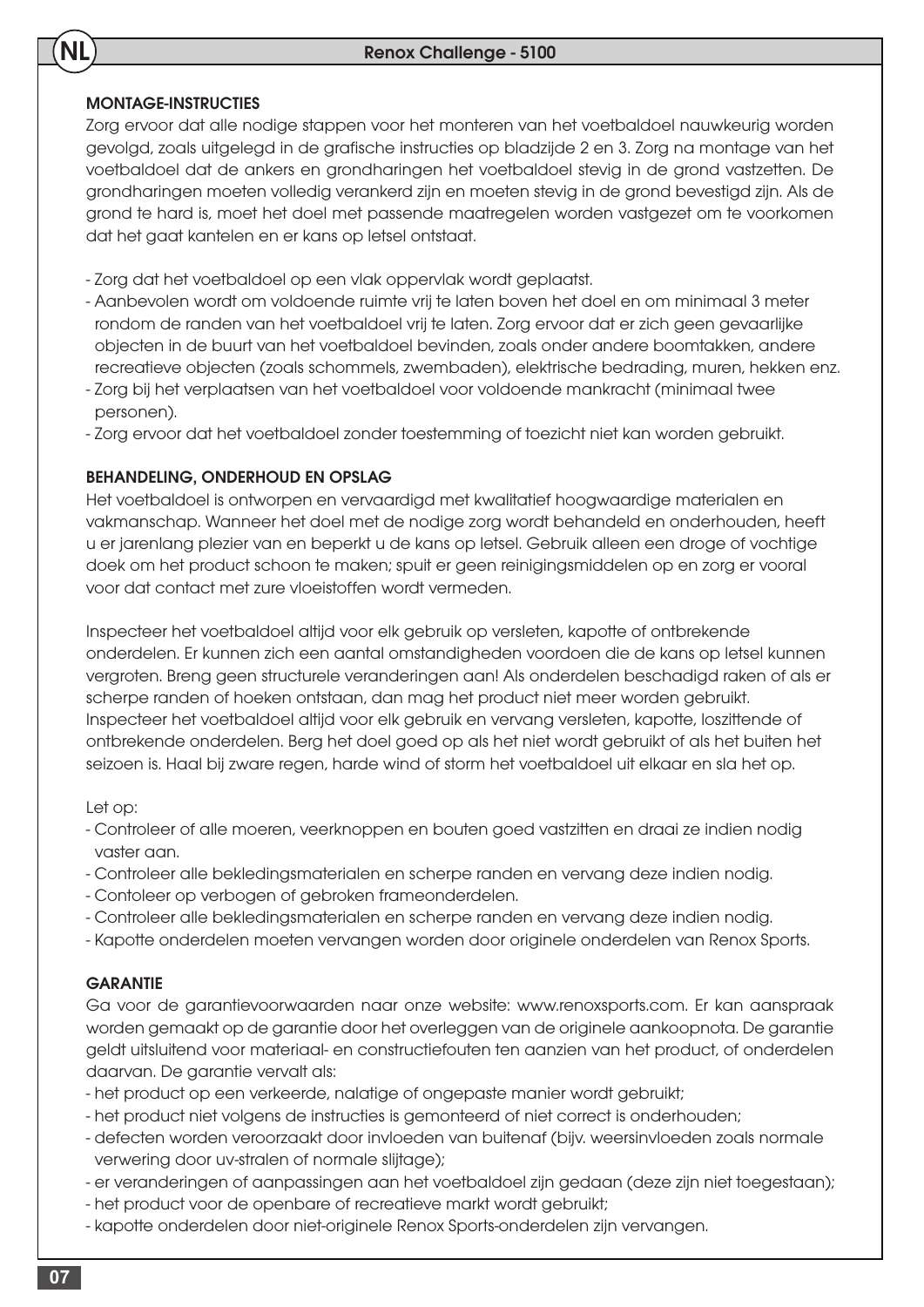## MONTAGE-INSTRUCTIES

Zorg ervoor dat alle nodige stappen voor het monteren van het voetbaldoel nauwkeurig worden gevolgd, zoals uitgelegd in de grafische instructies op bladzijde 2 en 3. Zorg na montage van het voetbaldoel dat de ankers en grondharingen het voetbaldoel stevig in de grond vastzetten. De grondharingen moeten volledig verankerd zijn en moeten stevig in de grond bevestigd zijn. Als de grond te hard is, moet het doel met passende maatregelen worden vastgezet om te voorkomen dat het gaat kantelen en er kans op letsel ontstaat.

- Zorg dat het voetbaldoel op een vlak oppervlak wordt geplaatst.
- Aanbevolen wordt om voldoende ruimte vrij te laten boven het doel en om minimaal 3 meter rondom de randen van het voetbaldoel vrij te laten. Zorg ervoor dat er zich geen gevaarlijke objecten in de buurt van het voetbaldoel bevinden, zoals onder andere boomtakken, andere recreatieve objecten (zoals schommels, zwembaden), elektrische bedrading, muren, hekken enz.
- Zorg bij het verplaatsen van het voetbaldoel voor voldoende mankracht (minimaal twee personen).
- Zorg ervoor dat het voetbaldoel zonder toestemming of toezicht niet kan worden gebruikt.

## BEHANDELING, ONDERHOUD EN OPSLAG

Het voetbaldoel is ontworpen en vervaardigd met kwalitatief hoogwaardige materialen en vakmanschap. Wanneer het doel met de nodige zorg wordt behandeld en onderhouden, heeft u er jarenlang plezier van en beperkt u de kans op letsel. Gebruik alleen een droge of vochtige doek om het product schoon te maken; spuit er geen reinigingsmiddelen op en zorg er vooral voor dat contact met zure vloeistoffen wordt vermeden.

Inspecteer het voetbaldoel altijd voor elk gebruik op versleten, kapotte of ontbrekende onderdelen. Er kunnen zich een aantal omstandigheden voordoen die de kans op letsel kunnen vergroten. Breng geen structurele veranderingen aan! Als onderdelen beschadigd raken of als er scherpe randen of hoeken ontstaan, dan mag het product niet meer worden gebruikt. Inspecteer het voetbaldoel altijd voor elk gebruik en vervang versleten, kapotte, loszittende of ontbrekende onderdelen. Berg het doel goed op als het niet wordt gebruikt of als het buiten het seizoen is. Haal bij zware regen, harde wind of storm het voetbaldoel uit elkaar en sla het op.

Let op:

- Controleer of alle moeren, veerknoppen en bouten goed vastzitten en draai ze indien nodig vaster aan.
- Controleer alle bekledingsmaterialen en scherpe randen en vervang deze indien nodig.
- Contoleer op verbogen of gebroken frameonderdelen.
- Controleer alle bekledingsmaterialen en scherpe randen en vervang deze indien nodig.
- Kapotte onderdelen moeten vervangen worden door originele onderdelen van Renox Sports.

## GARANTIE

Ga voor de garantievoorwaarden naar onze website: www.renoxsports.com. Er kan aanspraak worden gemaakt op de garantie door het overleggen van de originele aankoopnota. De garantie geldt uitsluitend voor materiaal- en constructiefouten ten aanzien van het product, of onderdelen daarvan. De garantie vervalt als:

- het product op een verkeerde, nalatige of ongepaste manier wordt gebruikt;
- het product niet volgens de instructies is gemonteerd of niet correct is onderhouden;
- defecten worden veroorzaakt door invloeden van buitenaf (bijv. weersinvloeden zoals normale verwering door uv-stralen of normale slijtage);
- er veranderingen of aanpassingen aan het voetbaldoel zijn gedaan (deze zijn niet toegestaan);
- het product voor de openbare of recreatieve markt wordt gebruikt;
- kapotte onderdelen door niet-originele Renox Sports-onderdelen zijn vervangen.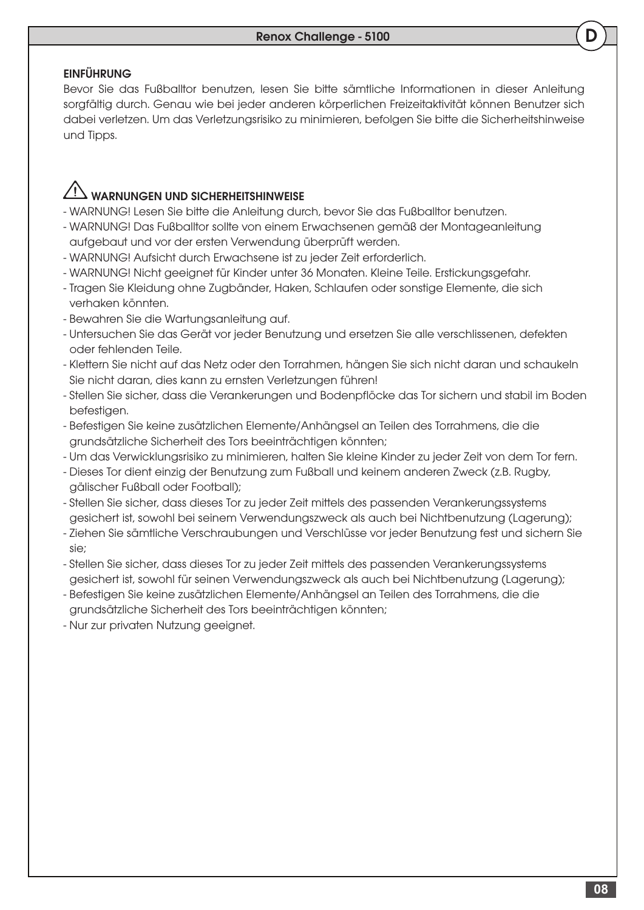## EINFÜHRUNG

Bevor Sie das Fußballtor benutzen, lesen Sie bitte sämtliche Informationen in dieser Anleitung sorgfältig durch. Genau wie bei jeder anderen körperlichen Freizeitaktivität können Benutzer sich dabei verletzen. Um das Verletzungsrisiko zu minimieren, befolgen Sie bitte die Sicherheitshinweise und Tipps.

## ⚠ WARNUNGEN UND SICHERHEITSHINWEISE

- WARNUNG! Lesen Sie bitte die Anleitung durch, bevor Sie das Fußballtor benutzen.
- WARNUNG! Das Fußballtor sollte von einem Erwachsenen gemäß der Montageanleitung aufgebaut und vor der ersten Verwendung überprüft werden.
- WARNUNG! Aufsicht durch Erwachsene ist zu jeder Zeit erforderlich.
- WARNUNG! Nicht geeignet für Kinder unter 36 Monaten. Kleine Teile. Erstickungsgefahr.
- Tragen Sie Kleidung ohne Zugbänder, Haken, Schlaufen oder sonstige Elemente, die sich verhaken könnten.
- Bewahren Sie die Wartungsanleitung auf.
- Untersuchen Sie das Gerät vor jeder Benutzung und ersetzen Sie alle verschlissenen, defekten oder fehlenden Teile.
- Klettern Sie nicht auf das Netz oder den Torrahmen, hängen Sie sich nicht daran und schaukeln Sie nicht daran, dies kann zu ernsten Verletzungen führen!
- Stellen Sie sicher, dass die Verankerungen und Bodenpflöcke das Tor sichern und stabil im Boden befestigen.
- Befestigen Sie keine zusätzlichen Elemente/Anhängsel an Teilen des Torrahmens, die die grundsätzliche Sicherheit des Tors beeinträchtigen könnten;
- Um das Verwicklungsrisiko zu minimieren, halten Sie kleine Kinder zu jeder Zeit von dem Tor fern.
- Dieses Tor dient einzig der Benutzung zum Fußball und keinem anderen Zweck (z.B. Rugby, gälischer Fußball oder Football);
- Stellen Sie sicher, dass dieses Tor zu jeder Zeit mittels des passenden Verankerungssystems gesichert ist, sowohl bei seinem Verwendungszweck als auch bei Nichtbenutzung (Lagerung);
- Ziehen Sie sämtliche Verschraubungen und Verschlüsse vor jeder Benutzung fest und sichern Sie sie;
- Stellen Sie sicher, dass dieses Tor zu jeder Zeit mittels des passenden Verankerungssystems gesichert ist, sowohl für seinen Verwendungszweck als auch bei Nichtbenutzung (Lagerung);
- Befestigen Sie keine zusätzlichen Elemente/Anhängsel an Teilen des Torrahmens, die die grundsätzliche Sicherheit des Tors beeinträchtigen könnten;
- Nur zur privaten Nutzung geeignet.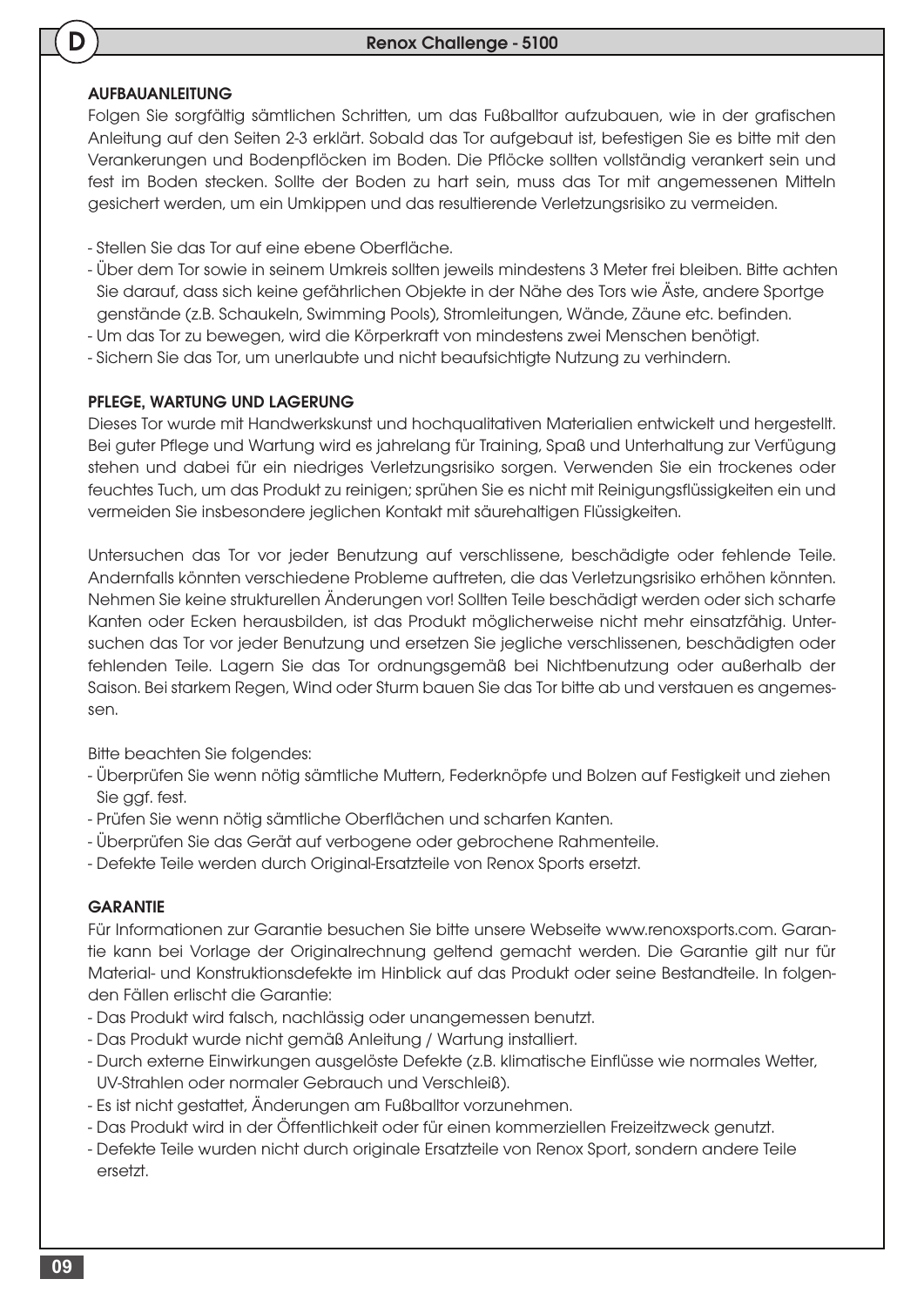## AUFBAUANLEITUNG

Folgen Sie sorgfältig sämtlichen Schritten, um das Fußballtor aufzubauen, wie in der grafischen Anleitung auf den Seiten 2-3 erklärt. Sobald das Tor aufgebaut ist, befestigen Sie es bitte mit den Verankerungen und Bodenpflöcken im Boden. Die Pflöcke sollten vollständig verankert sein und fest im Boden stecken. Sollte der Boden zu hart sein, muss das Tor mit angemessenen Mitteln gesichert werden, um ein Umkippen und das resultierende Verletzungsrisiko zu vermeiden.

- Stellen Sie das Tor auf eine ebene Oberfläche.
- Über dem Tor sowie in seinem Umkreis sollten jeweils mindestens 3 Meter frei bleiben. Bitte achten Sie darauf, dass sich keine gefährlichen Objekte in der Nähe des Tors wie Äste, andere Sportge genstände (z.B. Schaukeln, Swimming Pools), Stromleitungen, Wände, Zäune etc. befinden.
- Um das Tor zu bewegen, wird die Körperkraft von mindestens zwei Menschen benötigt.
- Sichern Sie das Tor, um unerlaubte und nicht beaufsichtigte Nutzung zu verhindern.

## PFLEGE, WARTUNG UND LAGERUNG

Dieses Tor wurde mit Handwerkskunst und hochqualitativen Materialien entwickelt und hergestellt. Bei guter Pflege und Wartung wird es jahrelang für Training, Spaß und Unterhaltung zur Verfügung stehen und dabei für ein niedriges Verletzungsrisiko sorgen. Verwenden Sie ein trockenes oder feuchtes Tuch, um das Produkt zu reinigen; sprühen Sie es nicht mit Reinigungsflüssigkeiten ein und vermeiden Sie insbesondere jeglichen Kontakt mit säurehaltigen Flüssigkeiten.

Untersuchen das Tor vor jeder Benutzung auf verschlissene, beschädigte oder fehlende Teile. Andernfalls könnten verschiedene Probleme auftreten, die das Verletzungsrisiko erhöhen könnten. Nehmen Sie keine strukturellen Änderungen vor! Sollten Teile beschädigt werden oder sich scharfe Kanten oder Ecken herausbilden, ist das Produkt möglicherweise nicht mehr einsatzfähig. Untersuchen das Tor vor jeder Benutzung und ersetzen Sie jegliche verschlissenen, beschädigten oder fehlenden Teile. Lagern Sie das Tor ordnungsgemäß bei Nichtbenutzung oder außerhalb der Saison. Bei starkem Regen, Wind oder Sturm bauen Sie das Tor bitte ab und verstauen es angemessen.

Bitte beachten Sie folgendes:

- Überprüfen Sie wenn nötig sämtliche Muttern, Federknöpfe und Bolzen auf Festigkeit und ziehen Sie ggf. fest.
- Prüfen Sie wenn nötig sämtliche Oberflächen und scharfen Kanten.
- Überprüfen Sie das Gerät auf verbogene oder gebrochene Rahmenteile.
- Defekte Teile werden durch Original-Ersatzteile von Renox Sports ersetzt.

## GARANTIE

Für Informationen zur Garantie besuchen Sie bitte unsere Webseite www.renoxsports.com. Garantie kann bei Vorlage der Originalrechnung geltend gemacht werden. Die Garantie gilt nur für Material- und Konstruktionsdefekte im Hinblick auf das Produkt oder seine Bestandteile. In folgenden Fällen erlischt die Garantie:

- Das Produkt wird falsch, nachlässig oder unangemessen benutzt.
- Das Produkt wurde nicht gemäß Anleitung / Wartung installiert.
- Durch externe Einwirkungen ausgelöste Defekte (z.B. klimatische Einflüsse wie normales Wetter, UV-Strahlen oder normaler Gebrauch und Verschleiß).
- Es ist nicht gestattet, Änderungen am Fußballtor vorzunehmen.
- Das Produkt wird in der Öffentlichkeit oder für einen kommerziellen Freizeitzweck genutzt.
- Defekte Teile wurden nicht durch originale Ersatzteile von Renox Sport, sondern andere Teile ersetzt.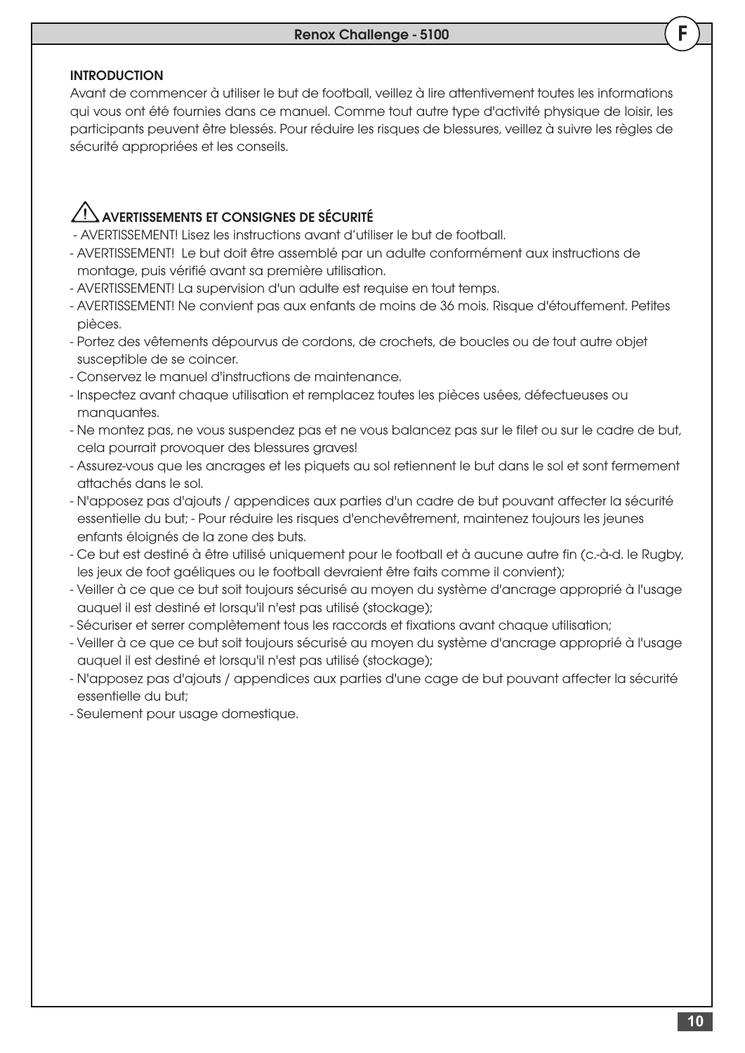## INTRODUCTION

Avant de commencer à utiliser le but de football, veillez à lire attentivement toutes les informations qui vous ont été fournies dans ce manuel. Comme tout autre type d'activité physique de loisir, les participants peuvent être blessés. Pour réduire les risques de blessures, veillez à suivre les règles de sécurité appropriées et les conseils.

## ⚠ AVERTISSEMENTS ET CONSIGNES DE SÉCURITÉ

- AVERTISSEMENT! Lisez les instructions avant d'utiliser le but de football.
- AVERTISSEMENT! Le but doit être assemblé par un adulte conformément aux instructions de montage, puis vérifié avant sa première utilisation.
- AVERTISSEMENT! La supervision d'un adulte est requise en tout temps.
- AVERTISSEMENT! Ne convient pas aux enfants de moins de 36 mois. Risque d'étouffement. Petites pièces.
- Portez des vêtements dépourvus de cordons, de crochets, de boucles ou de tout autre objet susceptible de se coincer.
- Conservez le manuel d'instructions de maintenance.
- Inspectez avant chaque utilisation et remplacez toutes les pièces usées, défectueuses ou manquantes.
- Ne montez pas, ne vous suspendez pas et ne vous balancez pas sur le filet ou sur le cadre de but, cela pourrait provoquer des blessures graves!
- Assurez-vous que les ancrages et les piquets au sol retiennent le but dans le sol et sont fermement attachés dans le sol.
- N'apposez pas d'ajouts / appendices aux parties d'un cadre de but pouvant affecter la sécurité essentielle du but; - Pour réduire les risques d'enchevêtrement, maintenez toujours les jeunes enfants éloignés de la zone des buts.
- Ce but est destiné à être utilisé uniquement pour le football et à aucune autre fin (c.-à-d. le Rugby, les jeux de foot gaéliques ou le football devraient être faits comme il convient);
- Veiller à ce que ce but soit toujours sécurisé au moyen du système d'ancrage approprié à l'usage auquel il est destiné et lorsqu'il n'est pas utilisé (stockage);
- Sécuriser et serrer complètement tous les raccords et fixations avant chaque utilisation;
- Veiller à ce que ce but soit toujours sécurisé au moyen du système d'ancrage approprié à l'usage auquel il est destiné et lorsqu'il n'est pas utilisé (stockage);
- N'apposez pas d'ajouts / appendices aux parties d'une cage de but pouvant affecter la sécurité essentielle du but;
- Seulement pour usage domestique.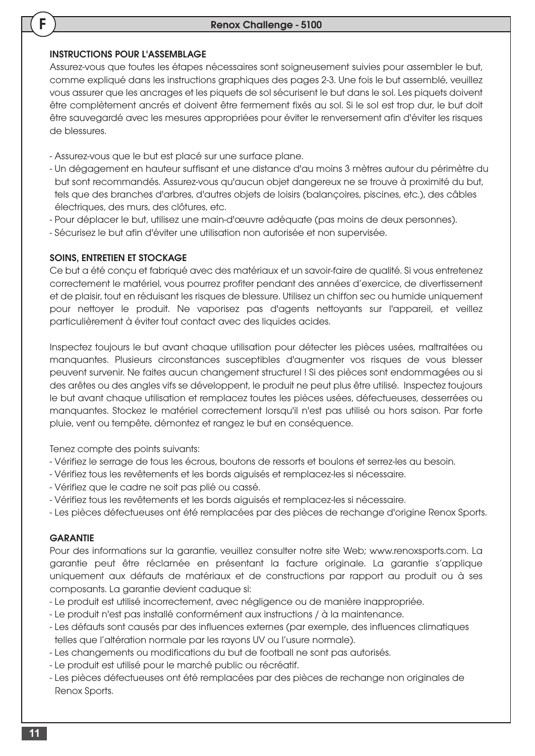#### INSTRUCTIONS POUR L'ASSEMBLAGE

Assurez-vous que toutes les étapes nécessaires sont soigneusement suivies pour assembler le but, comme expliqué dans les instructions graphiques des pages 2-3. Une fois le but assemblé, veuillez vous assurer que les ancrages et les piquets de sol sécurisent le but dans le sol. Les piquets doivent être complètement ancrés et doivent être fermement fixés au sol. Si le sol est trop dur, le but doit être sauvegardé avec les mesures appropriées pour éviter le renversement afin d'éviter les risques de blessures.

- Assurez-vous que le but est placé sur une surface plane.
- Un dégagement en hauteur suffisant et une distance d'au moins 3 mètres autour du périmètre du but sont recommandés. Assurez-vous qu'aucun objet dangereux ne se trouve à proximité du but, tels que des branches d'arbres, d'autres objets de loisirs (balançoires, piscines, etc.), des câbles électriques, des murs, des clôtures, etc.
- Pour déplacer le but, utilisez une main-d'œuvre adéquate (pas moins de deux personnes).
- Sécurisez le but afin d'éviter une utilisation non autorisée et non supervisée.

#### SOINS, ENTRETIEN ET STOCKAGE

Ce but a été conçu et fabriqué avec des matériaux et un savoir-faire de qualité. Si vous entretenez correctement le matériel, vous pourrez profiter pendant des années d'exercice, de divertissement et de plaisir, tout en réduisant les risques de blessure. Utilisez un chiffon sec ou humide uniquement pour nettoyer le produit. Ne vaporisez pas d'agents nettoyants sur l'appareil, et veillez particulièrement à éviter tout contact avec des liquides acides.

Inspectez toujours le but avant chaque utilisation pour détecter les pièces usées, maltraitées ou manquantes. Plusieurs circonstances susceptibles d'augmenter vos risques de vous blesser peuvent survenir. Ne faites aucun changement structurel ! Si des pièces sont endommagées ou si des arêtes ou des angles vifs se développent, le produit ne peut plus être utilisé. Inspectez toujours le but avant chaque utilisation et remplacez toutes les pièces usées, défectueuses, desserrées ou manquantes. Stockez le matériel correctement lorsqu'il n'est pas utilisé ou hors saison. Par forte pluie, vent ou tempête, démontez et rangez le but en conséquence.

Tenez compte des points suivants:

- Vérifiez le serrage de tous les écrous, boutons de ressorts et boulons et serrez-les au besoin.
- Vérifiez tous les revêtements et les bords aiguisés et remplacez-les si nécessaire.
- Vérifiez que le cadre ne soit pas plié ou cassé.
- Vérifiez tous les revêtements et les bords aiguisés et remplacez-les si nécessaire.
- Les pièces défectueuses ont été remplacées par des pièces de rechange d'origine Renox Sports.

#### GARANTIE

Pour des informations sur la garantie, veuillez consulter notre site Web; www.renoxsports.com. La garantie peut être réclamée en présentant la facture originale. La garantie s'applique uniquement aux défauts de matériaux et de constructions par rapport au produit ou à ses composants. La garantie devient caduque si:

- Le produit est utilisé incorrectement, avec négligence ou de manière inappropriée.
- Le produit n'est pas installé conformément aux instructions / à la maintenance.
- Les défauts sont causés par des influences externes (par exemple, des influences climatiques telles que l'altération normale par les rayons UV ou l'usure normale).
- Les changements ou modifications du but de football ne sont pas autorisés.
- Le produit est utilisé pour le marché public ou récréatif.
- Les pièces défectueuses ont été remplacées par des pièces de rechange non originales de Renox Sports.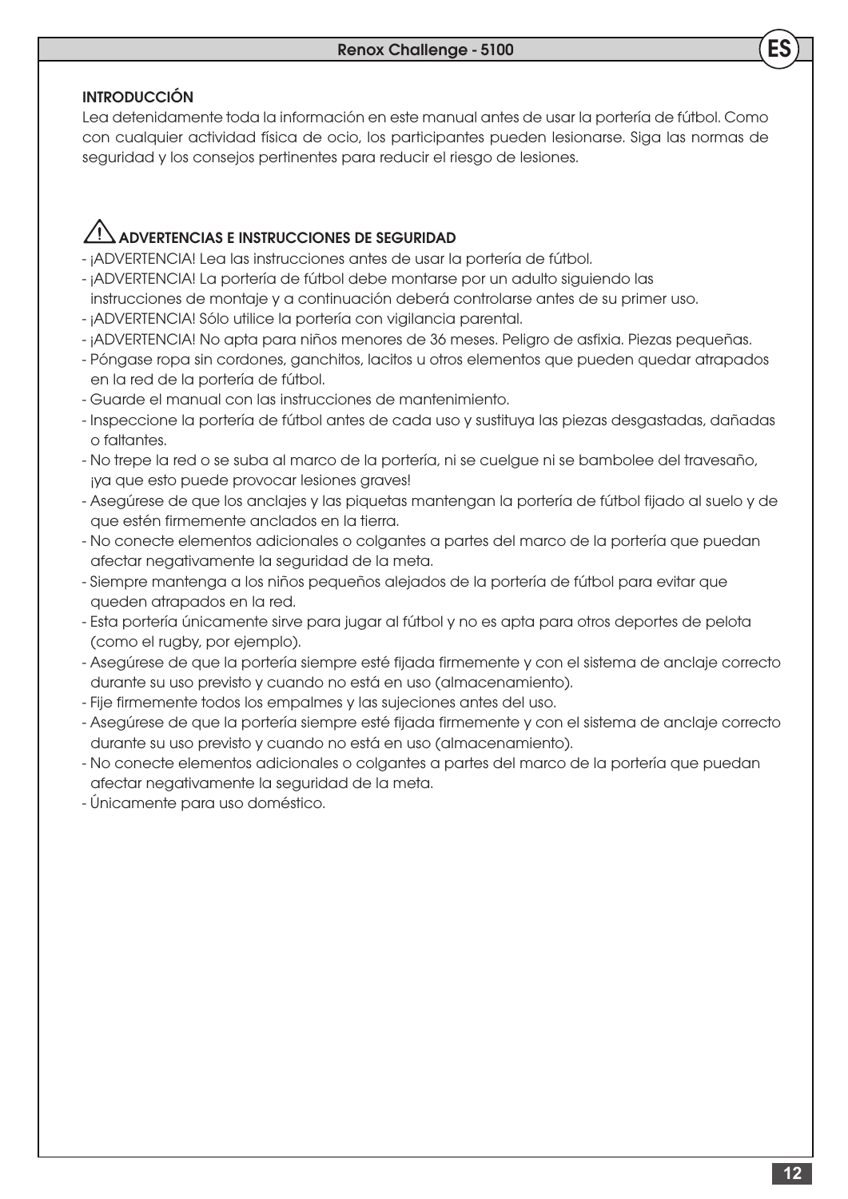## INTRODUCCIÓN

Lea detenidamente toda la información en este manual antes de usar la portería de fútbol. Como con cualquier actividad física de ocio, los participantes pueden lesionarse. Siga las normas de seguridad y los consejos pertinentes para reducir el riesgo de lesiones.

## ⚠ ADVERTENCIAS E INSTRUCCIONES DE SEGURIDAD

- ¡ADVERTENCIA! Lea las instrucciones antes de usar la portería de fútbol.
- ¡ADVERTENCIA! La portería de fútbol debe montarse por un adulto siguiendo las instrucciones de montaje y a continuación deberá controlarse antes de su primer uso.
- ¡ADVERTENCIA! Sólo utilice la portería con vigilancia parental.
- ¡ADVERTENCIA! No apta para niños menores de 36 meses. Peligro de asfixia. Piezas pequeñas.
- Póngase ropa sin cordones, ganchitos, lacitos u otros elementos que pueden quedar atrapados en la red de la portería de fútbol.
- Guarde el manual con las instrucciones de mantenimiento.
- Inspeccione la portería de fútbol antes de cada uso y sustituya las piezas desgastadas, dañadas o faltantes.
- No trepe la red o se suba al marco de la portería, ni se cuelgue ni se bambolee del travesaño, ¡ya que esto puede provocar lesiones graves!
- Asegúrese de que los anclajes y las piquetas mantengan la portería de fútbol fijado al suelo y de que estén firmemente anclados en la tierra.
- No conecte elementos adicionales o colgantes a partes del marco de la portería que puedan afectar negativamente la seguridad de la meta.
- Siempre mantenga a los niños pequeños alejados de la portería de fútbol para evitar que queden atrapados en la red.
- Esta portería únicamente sirve para jugar al fútbol y no es apta para otros deportes de pelota (como el rugby, por ejemplo).
- Asegúrese de que la portería siempre esté fijada firmemente y con el sistema de anclaje correcto durante su uso previsto y cuando no está en uso (almacenamiento).
- Fije firmemente todos los empalmes y las sujeciones antes del uso.
- Asegúrese de que la portería siempre esté fijada firmemente y con el sistema de anclaje correcto durante su uso previsto y cuando no está en uso (almacenamiento).
- No conecte elementos adicionales o colgantes a partes del marco de la portería que puedan afectar negativamente la seguridad de la meta.
- Únicamente para uso doméstico.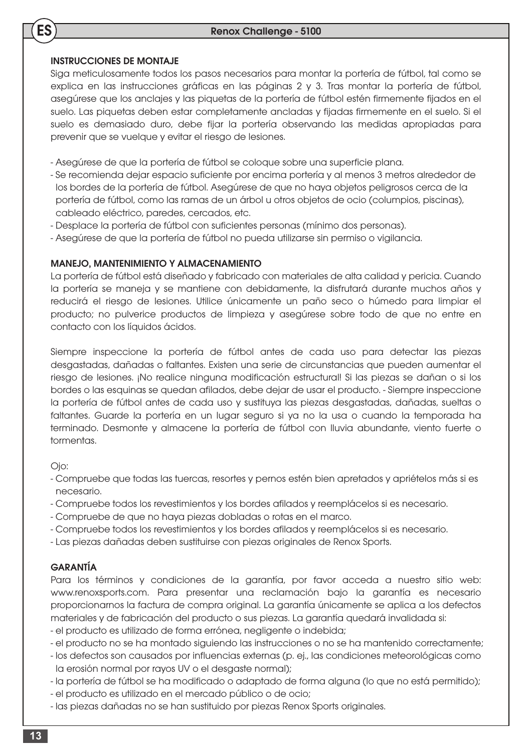## INSTRUCCIONES DE MONTAJE

Siga meticulosamente todos los pasos necesarios para montar la portería de fútbol, tal como se explica en las instrucciones gráficas en las páginas 2 y 3. Tras montar la portería de fútbol, asegúrese que los anclajes y las piquetas de la portería de fútbol estén firmemente fijados en el suelo. Las piquetas deben estar completamente ancladas y fijadas firmemente en el suelo. Si el suelo es demasiado duro, debe fijar la portería observando las medidas apropiadas para prevenir que se vuelque y evitar el riesgo de lesiones.

- Asegúrese de que la portería de fútbol se coloque sobre una superficie plana.
- Se recomienda dejar espacio suficiente por encima portería y al menos 3 metros alrededor de los bordes de la portería de fútbol. Asegúrese de que no haya objetos peligrosos cerca de la portería de fútbol, como las ramas de un árbol u otros objetos de ocio (columpios, piscinas), cableado eléctrico, paredes, cercados, etc.
- Desplace la portería de fútbol con suficientes personas (mínimo dos personas).
- Asegúrese de que la portería de fútbol no pueda utilizarse sin permiso o vigilancia.

## MANEJO, MANTENIMIENTO Y ALMACENAMIENTO

La portería de fútbol está diseñado y fabricado con materiales de alta calidad y pericia. Cuando la portería se maneja y se mantiene con debidamente, la disfrutará durante muchos años y reducirá el riesgo de lesiones. Utilice únicamente un paño seco o húmedo para limpiar el producto; no pulverice productos de limpieza y asegúrese sobre todo de que no entre en contacto con los líquidos ácidos.

Siempre inspeccione la portería de fútbol antes de cada uso para detectar las piezas desgastadas, dañadas o faltantes. Existen una serie de circunstancias que pueden aumentar el riesgo de lesiones. ¡No realice ninguna modificación estructural! Si las piezas se dañan o si los bordes o las esquinas se quedan afilados, debe dejar de usar el producto. - Siempre inspeccione la portería de fútbol antes de cada uso y sustituya las piezas desgastadas, dañadas, sueltas o faltantes. Guarde la portería en un lugar seguro si ya no la usa o cuando la temporada ha terminado. Desmonte y almacene la portería de fútbol con lluvia abundante, viento fuerte o tormentas.

Ojo:

- Compruebe que todas las tuercas, resortes y pernos estén bien apretados y apriételos más si es necesario.
- Compruebe todos los revestimientos y los bordes afilados y reemplácelos si es necesario.
- Compruebe de que no haya piezas dobladas o rotas en el marco.
- Compruebe todos los revestimientos y los bordes afilados y reemplácelos si es necesario.
- Las piezas dañadas deben sustituirse con piezas originales de Renox Sports.

## GARANTÍA

Para los términos y condiciones de la garantía, por favor acceda a nuestro sitio web: www.renoxsports.com. Para presentar una reclamación bajo la garantía es necesario proporcionarnos la factura de compra original. La garantía únicamente se aplica a los defectos materiales y de fabricación del producto o sus piezas. La garantía quedará invalidada si:

- el producto es utilizado de forma errónea, negligente o indebida;
- el producto no se ha montado siguiendo las instrucciones o no se ha mantenido correctamente;
- los defectos son causados por influencias externas (p. ej., las condiciones meteorológicas como la erosión normal por rayos UV o el desgaste normal);
- la portería de fútbol se ha modificado o adaptado de forma alguna (lo que no está permitido);
- el producto es utilizado en el mercado público o de ocio;
- las piezas dañadas no se han sustituido por piezas Renox Sports originales.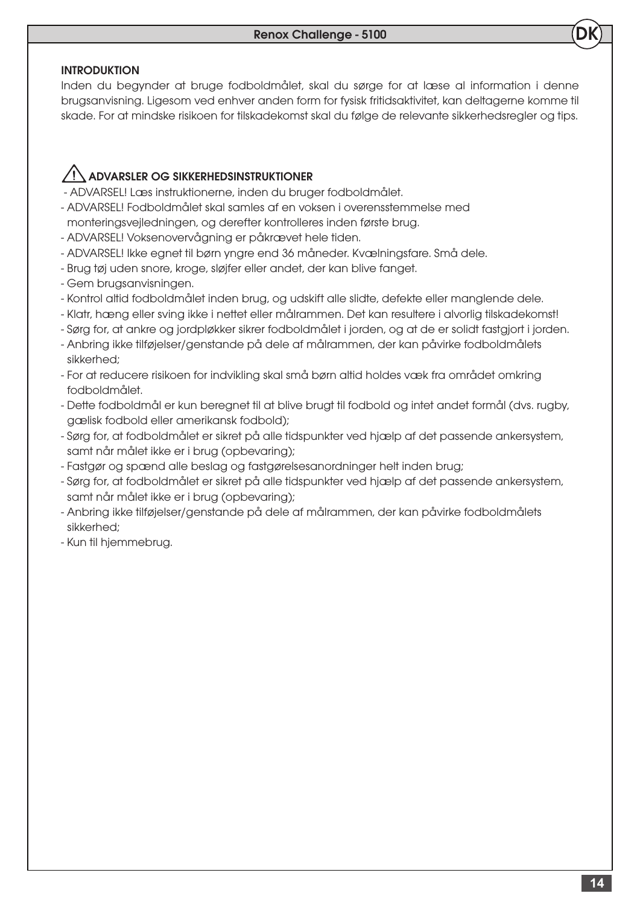## INTRODUKTION

Inden du begynder at bruge fodboldmålet, skal du sørge for at læse al information i denne brugsanvisning. Ligesom ved enhver anden form for fysisk fritidsaktivitet, kan deltagerne komme til skade. For at mindske risikoen for tilskadekomst skal du følge de relevante sikkerhedsregler og tips.

## ⚠ ADVARSLER OG SIKKERHEDSINSTRUKTIONER

- ADVARSEL! Læs instruktionerne, inden du bruger fodboldmålet.
- ADVARSEL! Fodboldmålet skal samles af en voksen i overensstemmelse med monteringsvejledningen, og derefter kontrolleres inden første brug.
- ADVARSEL! Voksenovervågning er påkrævet hele tiden.
- ADVARSEL! Ikke egnet til børn yngre end 36 måneder. Kvælningsfare. Små dele.
- Brug tøj uden snore, kroge, sløjfer eller andet, der kan blive fanget.
- Gem brugsanvisningen.
- Kontrol altid fodboldmålet inden brug, og udskift alle slidte, defekte eller manglende dele.
- Klatr, hæng eller sving ikke i nettet eller målrammen. Det kan resultere i alvorlig tilskadekomst!
- Sørg for, at ankre og jordpløkker sikrer fodboldmålet i jorden, og at de er solidt fastgjort i jorden.
- Anbring ikke tilføjelser/genstande på dele af målrammen, der kan påvirke fodboldmålets sikkerhed;
- For at reducere risikoen for indvikling skal små børn altid holdes væk fra området omkring fodboldmålet.
- Dette fodboldmål er kun beregnet til at blive brugt til fodbold og intet andet formål (dvs. rugby, gælisk fodbold eller amerikansk fodbold);
- Sørg for, at fodboldmålet er sikret på alle tidspunkter ved hjælp af det passende ankersystem, samt når målet ikke er i brug (opbevaring);
- Fastgør og spænd alle beslag og fastgørelsesanordninger helt inden brug;
- Sørg for, at fodboldmålet er sikret på alle tidspunkter ved hjælp af det passende ankersystem, samt når målet ikke er i brug (opbevaring);
- Anbring ikke tilføjelser/genstande på dele af målrammen, der kan påvirke fodboldmålets sikkerhed;
- Kun til hjemmebrug.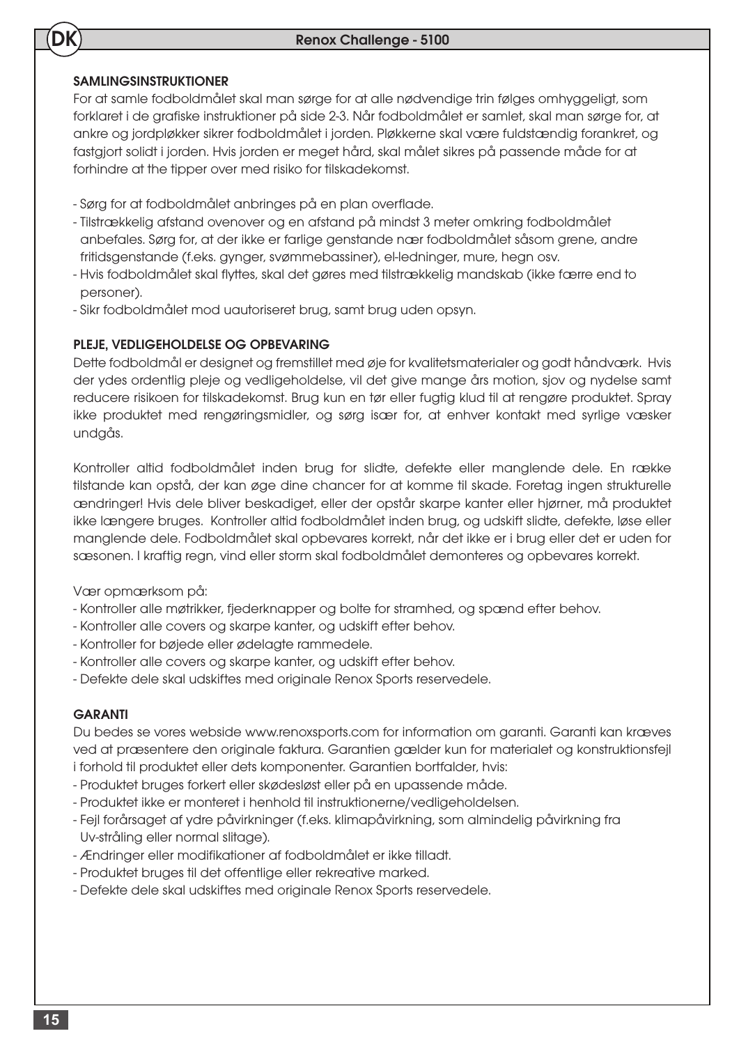## SAMLINGSINSTRUKTIONER

For at samle fodboldmålet skal man sørge for at alle nødvendige trin følges omhyggeligt, som forklaret i de grafiske instruktioner på side 2-3. Når fodboldmålet er samlet, skal man sørge for, at ankre og jordpløkker sikrer fodboldmålet i jorden. Pløkkerne skal være fuldstændig forankret, og fastgjort solidt i jorden. Hvis jorden er meget hård, skal målet sikres på passende måde for at forhindre at the tipper over med risiko for tilskadekomst.

- Sørg for at fodboldmålet anbringes på en plan overflade.
- Tilstrækkelig afstand ovenover og en afstand på mindst 3 meter omkring fodboldmålet anbefales. Sørg for, at der ikke er farlige genstande nær fodboldmålet såsom grene, andre fritidsgenstande (f.eks. gynger, svømmebassiner), el-ledninger, mure, hegn osv.
- Hvis fodboldmålet skal flyttes, skal det gøres med tilstrækkelig mandskab (ikke færre end to personer).
- Sikr fodboldmålet mod uautoriseret brug, samt brug uden opsyn.

## PLEJE, VEDLIGEHOLDELSE OG OPBEVARING

Dette fodboldmål er designet og fremstillet med øje for kvalitetsmaterialer og godt håndværk. Hvis der ydes ordentlig pleje og vedligeholdelse, vil det give mange års motion, sjov og nydelse samt reducere risikoen for tilskadekomst. Brug kun en tør eller fugtig klud til at rengøre produktet. Spray ikke produktet med rengøringsmidler, og sørg især for, at enhver kontakt med syrlige væsker undgås.

Kontroller altid fodboldmålet inden brug for slidte, defekte eller manglende dele. En række tilstande kan opstå, der kan øge dine chancer for at komme til skade. Foretag ingen strukturelle ændringer! Hvis dele bliver beskadiget, eller der opstår skarpe kanter eller hjørner, må produktet ikke længere bruges. Kontroller altid fodboldmålet inden brug, og udskift slidte, defekte, løse eller manglende dele. Fodboldmålet skal opbevares korrekt, når det ikke er i brug eller det er uden for sæsonen. I kraftig regn, vind eller storm skal fodboldmålet demonteres og opbevares korrekt.

Vær opmærksom på:

- Kontroller alle møtrikker, fjederknapper og bolte for stramhed, og spænd efter behov.
- Kontroller alle covers og skarpe kanter, og udskift efter behov.
- Kontroller for bøjede eller ødelagte rammedele.
- Kontroller alle covers og skarpe kanter, og udskift efter behov.
- Defekte dele skal udskiftes med originale Renox Sports reservedele.

## GARANTI

Du bedes se vores webside www.renoxsports.com for information om garanti. Garanti kan kræves ved at præsentere den originale faktura. Garantien gælder kun for materialet og konstruktionsfejl i forhold til produktet eller dets komponenter. Garantien bortfalder, hvis:

- Produktet bruges forkert eller skødesløst eller på en upassende måde.
- Produktet ikke er monteret i henhold til instruktionerne/vedligeholdelsen.
- Fejl forårsaget af ydre påvirkninger (f.eks. klimapåvirkning, som almindelig påvirkning fra Uv-stråling eller normal slitage).
- Ændringer eller modifikationer af fodboldmålet er ikke tilladt.
- Produktet bruges til det offentlige eller rekreative marked.
- Defekte dele skal udskiftes med originale Renox Sports reservedele.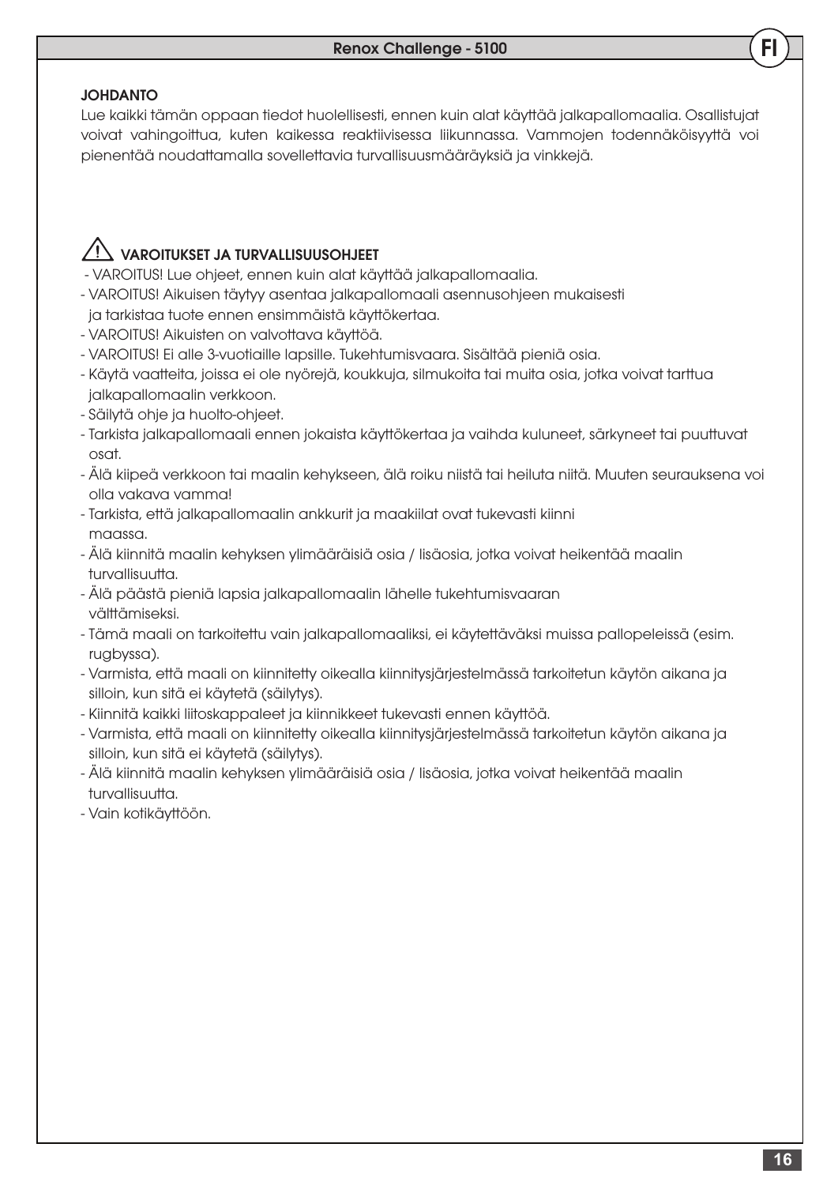## JOHDANTO

Lue kaikki tämän oppaan tiedot huolellisesti, ennen kuin alat käyttää jalkapallomaalia. Osallistujat voivat vahingoittua, kuten kaikessa reaktiivisessa liikunnassa. Vammojen todennäköisyyttä voi pienentää noudattamalla sovellettavia turvallisuusmääräyksiä ja vinkkejä.

## ⚠ VAROITUKSET JA TURVALLISUUSOHJEET

- VAROITUS! Lue ohjeet, ennen kuin alat käyttää jalkapallomaalia.
- VAROITUS! Aikuisen täytyy asentaa jalkapallomaali asennusohjeen mukaisesti ja tarkistaa tuote ennen ensimmäistä käyttökertaa.
- VAROITUS! Aikuisten on valvottava käyttöä.
- VAROITUS! Ei alle 3-vuotiaille lapsille. Tukehtumisvaara. Sisältää pieniä osia.
- Käytä vaatteita, joissa ei ole nyörejä, koukkuja, silmukoita tai muita osia, jotka voivat tarttua jalkapallomaalin verkkoon.
- Säilytä ohje ja huolto-ohjeet.
- Tarkista jalkapallomaali ennen jokaista käyttökertaa ja vaihda kuluneet, särkyneet tai puuttuvat osat.
- Älä kiipeä verkkoon tai maalin kehykseen, älä roiku niistä tai heiluta niitä. Muuten seurauksena voi olla vakava vamma!
- Tarkista, että jalkapallomaalin ankkurit ja maakiilat ovat tukevasti kiinni maassa.
- Älä kiinnitä maalin kehyksen ylimääräisiä osia / lisäosia, jotka voivat heikentää maalin turvallisuutta.
- Älä päästä pieniä lapsia jalkapallomaalin lähelle tukehtumisvaaran välttämiseksi.
- Tämä maali on tarkoitettu vain jalkapallomaaliksi, ei käytettäväksi muissa pallopeleissä (esim. rugbyssa).
- Varmista, että maali on kiinnitetty oikealla kiinnitysjärjestelmässä tarkoitetun käytön aikana ja silloin, kun sitä ei käytetä (säilytys).
- Kiinnitä kaikki liitoskappaleet ja kiinnikkeet tukevasti ennen käyttöä.
- Varmista, että maali on kiinnitetty oikealla kiinnitysjärjestelmässä tarkoitetun käytön aikana ja silloin, kun sitä ei käytetä (säilytys).
- Älä kiinnitä maalin kehyksen ylimääräisiä osia / lisäosia, jotka voivat heikentää maalin turvallisuutta.
- Vain kotikäyttöön.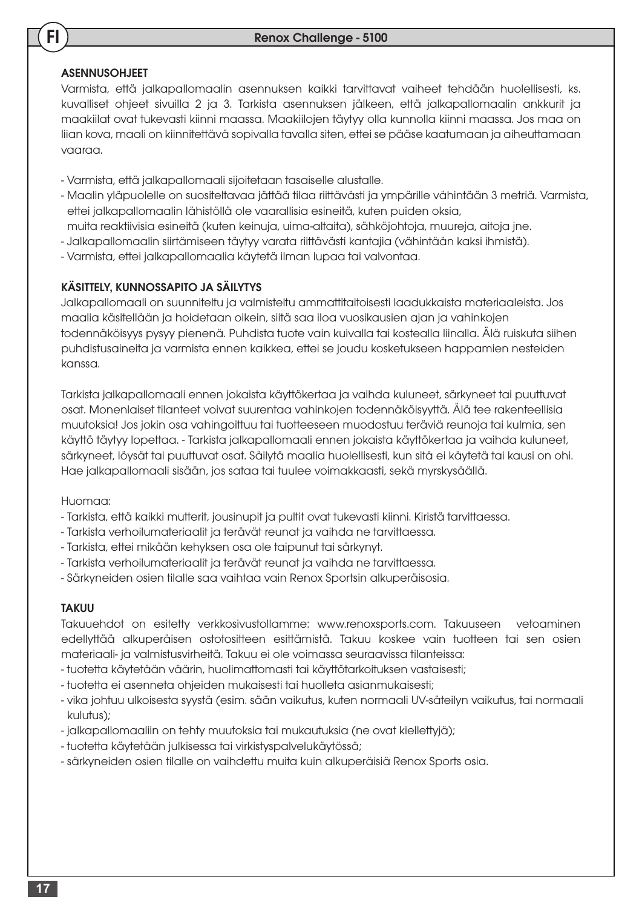## ASENNUSOHJEET

Varmista, että jalkapallomaalin asennuksen kaikki tarvittavat vaiheet tehdään huolellisesti, ks. kuvalliset ohjeet sivuilla 2 ja 3. Tarkista asennuksen jälkeen, että jalkapallomaalin ankkurit ja maakiilat ovat tukevasti kiinni maassa. Maakiilojen täytyy olla kunnolla kiinni maassa. Jos maa on liian kova, maali on kiinnitettävä sopivalla tavalla siten, ettei se pääse kaatumaan ja aiheuttamaan vaaraa.

- Varmista, että jalkapallomaali sijoitetaan tasaiselle alustalle.
- Maalin yläpuolelle on suositeltavaa jättää tilaa riittävästi ja ympärille vähintään 3 metriä. Varmista, ettei jalkapallomaalin lähistöllä ole vaarallisia esineitä, kuten puiden oksia, muita reaktiivisia esineitä (kuten keinuja, uima-altaita), sähköjohtoja, muureja, aitoja jne.
- Jalkapallomaalin siirtämiseen täytyy varata riittävästi kantajia (vähintään kaksi ihmistä).
- Varmista, ettei jalkapallomaalia käytetä ilman lupaa tai valvontaa.

## KÄSITTELY, KUNNOSSAPITO JA SÄILYTYS

Jalkapallomaali on suunniteltu ja valmisteltu ammattitaitoisesti laadukkaista materiaaleista. Jos maalia käsitellään ja hoidetaan oikein, siitä saa iloa vuosikausien ajan ja vahinkojen todennäköisyys pysyy pienenä. Puhdista tuote vain kuivalla tai kostealla liinalla. Älä ruiskuta siihen puhdistusaineita ja varmista ennen kaikkea, ettei se joudu kosketukseen happamien nesteiden kanssa.

Tarkista jalkapallomaali ennen jokaista käyttökertaa ja vaihda kuluneet, särkyneet tai puuttuvat osat. Monenlaiset tilanteet voivat suurentaa vahinkojen todennäköisyyttä. Älä tee rakenteellisia muutoksia! Jos jokin osa vahingoittuu tai tuotteeseen muodostuu teräviä reunoja tai kulmia, sen käyttö täytyy lopettaa. - Tarkista jalkapallomaali ennen jokaista käyttökertaa ja vaihda kuluneet, särkyneet, löysät tai puuttuvat osat. Säilytä maalia huolellisesti, kun sitä ei käytetä tai kausi on ohi. Hae jalkapallomaali sisään, jos sataa tai tuulee voimakkaasti, sekä myrskysäällä.

Huomaa:

- Tarkista, että kaikki mutterit, jousinupit ja pultit ovat tukevasti kiinni. Kiristä tarvittaessa.
- Tarkista verhoilumateriaalit ja terävät reunat ja vaihda ne tarvittaessa.
- Tarkista, ettei mikään kehyksen osa ole taipunut tai särkynyt.
- Tarkista verhoilumateriaalit ja terävät reunat ja vaihda ne tarvittaessa.
- Särkyneiden osien tilalle saa vaihtaa vain Renox Sportsin alkuperäisosia.

## TAKUU

Takuuehdot on esitetty verkkosivustollamme: www.renoxsports.com. Takuuseen vetoaminen edellyttää alkuperäisen ostotositteen esittämistä. Takuu koskee vain tuotteen tai sen osien materiaali- ja valmistusvirheitä. Takuu ei ole voimassa seuraavissa tilanteissa:

- tuotetta käytetään väärin, huolimattomasti tai käyttötarkoituksen vastaisesti;
- tuotetta ei asenneta ohjeiden mukaisesti tai huolleta asianmukaisesti;
- vika johtuu ulkoisesta syystä (esim. sään vaikutus, kuten normaali UV-säteilyn vaikutus, tai normaali kulutus);
- jalkapallomaaliin on tehty muutoksia tai mukautuksia (ne ovat kiellettyjä);
- tuotetta käytetään julkisessa tai virkistyspalvelukäytössä;
- särkyneiden osien tilalle on vaihdettu muita kuin alkuperäisiä Renox Sports osia.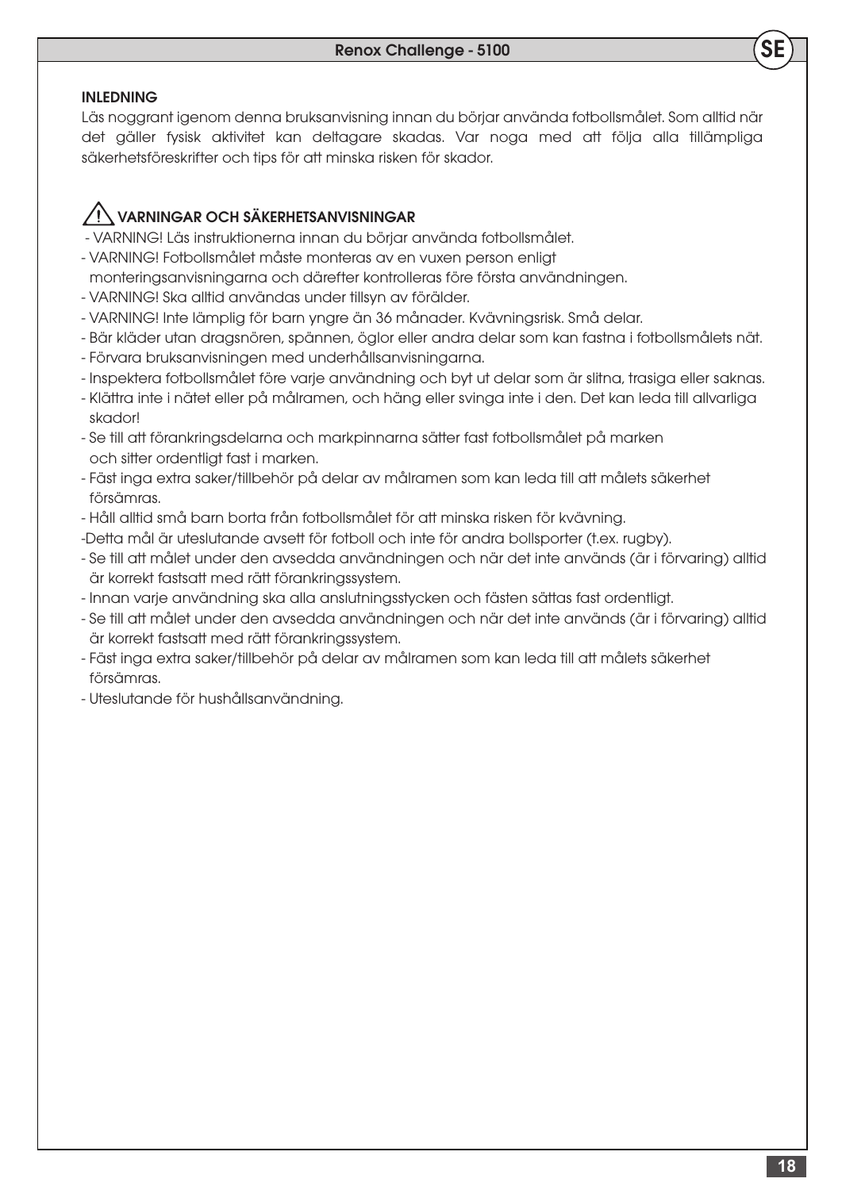## INLEDNING

Läs noggrant igenom denna bruksanvisning innan du börjar använda fotbollsmålet. Som alltid när det gäller fysisk aktivitet kan deltagare skadas. Var noga med att följa alla tillämpliga säkerhetsföreskrifter och tips för att minska risken för skador.

## ⚠ VARNINGAR OCH SÄKERHETSANVISNINGAR

- VARNING! Läs instruktionerna innan du börjar använda fotbollsmålet.
- VARNING! Fotbollsmålet måste monteras av en vuxen person enligt monteringsanvisningarna och därefter kontrolleras före första användningen.
- VARNING! Ska alltid användas under tillsyn av förälder.
- VARNING! Inte lämplig för barn yngre än 36 månader. Kvävningsrisk. Små delar.
- Bär kläder utan dragsnören, spännen, öglor eller andra delar som kan fastna i fotbollsmålets nät.
- Förvara bruksanvisningen med underhållsanvisningarna.
- Inspektera fotbollsmålet före varje användning och byt ut delar som är slitna, trasiga eller saknas.
- Klättra inte i nätet eller på målramen, och häng eller svinga inte i den. Det kan leda till allvarliga skador!
- Se till att förankringsdelarna och markpinnarna sätter fast fotbollsmålet på marken och sitter ordentligt fast i marken.
- Fäst inga extra saker/tillbehör på delar av målramen som kan leda till att målets säkerhet försämras.
- Håll alltid små barn borta från fotbollsmålet för att minska risken för kvävning.
- Detta mål är uteslutande avsett för fotboll och inte för andra bollsporter (t.ex. rugby).
- Se till att målet under den avsedda användningen och när det inte används (är i förvaring) alltid är korrekt fastsatt med rätt förankringssystem.
- Innan varje användning ska alla anslutningsstycken och fästen sättas fast ordentligt.
- Se till att målet under den avsedda användningen och när det inte används (är i förvaring) alltid är korrekt fastsatt med rätt förankringssystem.
- Fäst inga extra saker/tillbehör på delar av målramen som kan leda till att målets säkerhet försämras.
- Uteslutande för hushållsanvändning.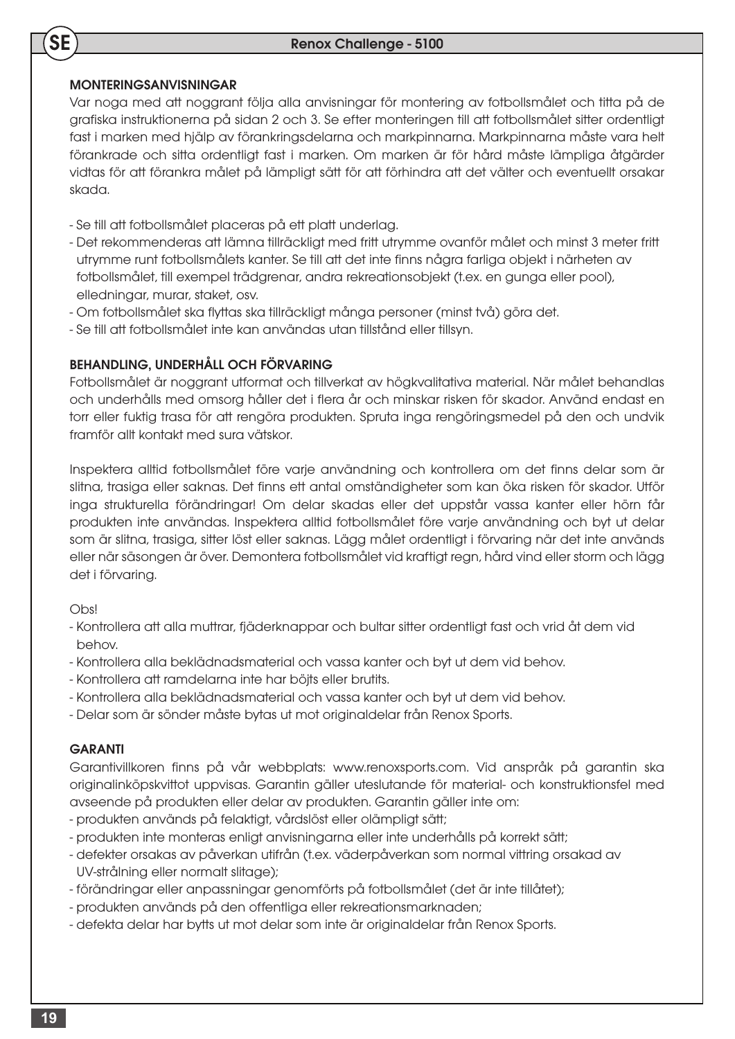## MONTERINGSANVISNINGAR

Var noga med att noggrant följa alla anvisningar för montering av fotbollsmålet och titta på de grafiska instruktionerna på sidan 2 och 3. Se efter monteringen till att fotbollsmålet sitter ordentligt fast i marken med hjälp av förankringsdelarna och markpinnarna. Markpinnarna måste vara helt förankrade och sitta ordentligt fast i marken. Om marken är för hård måste lämpliga åtgärder vidtas för att förankra målet på lämpligt sätt för att förhindra att det välter och eventuellt orsakar skada.

- Se till att fotbollsmålet placeras på ett platt underlag.
- Det rekommenderas att lämna tillräckligt med fritt utrymme ovanför målet och minst 3 meter fritt utrymme runt fotbollsmålets kanter. Se till att det inte finns några farliga objekt i närheten av fotbollsmålet, till exempel trädgrenar, andra rekreationsobjekt (t.ex. en gunga eller pool), elledningar, murar, staket, osv.
- Om fotbollsmålet ska flyttas ska tillräckligt många personer (minst två) göra det.
- Se till att fotbollsmålet inte kan användas utan tillstånd eller tillsyn.

## BEHANDLING, UNDERHÅLL OCH FÖRVARING

Fotbollsmålet är noggrant utformat och tillverkat av högkvalitativa material. När målet behandlas och underhålls med omsorg håller det i flera år och minskar risken för skador. Använd endast en torr eller fuktig trasa för att rengöra produkten. Spruta inga rengöringsmedel på den och undvik framför allt kontakt med sura vätskor.

Inspektera alltid fotbollsmålet före varje användning och kontrollera om det finns delar som är slitna, trasiga eller saknas. Det finns ett antal omständigheter som kan öka risken för skador. Utför inga strukturella förändringar! Om delar skadas eller det uppstår vassa kanter eller hörn får produkten inte användas. Inspektera alltid fotbollsmålet före varje användning och byt ut delar som är slitna, trasiga, sitter löst eller saknas. Lägg målet ordentligt i förvaring när det inte används eller när säsongen är över. Demontera fotbollsmålet vid kraftigt regn, hård vind eller storm och lägg det i förvaring.

Obs!

- Kontrollera att alla muttrar, fjäderknappar och bultar sitter ordentligt fast och vrid åt dem vid behov.
- Kontrollera alla beklädnadsmaterial och vassa kanter och byt ut dem vid behov.
- Kontrollera att ramdelarna inte har böjts eller brutits.
- Kontrollera alla beklädnadsmaterial och vassa kanter och byt ut dem vid behov.
- Delar som är sönder måste bytas ut mot originaldelar från Renox Sports.

## GARANTI

Garantivillkoren finns på vår webbplats: www.renoxsports.com. Vid anspråk på garantin ska originalinköpskvittot uppvisas. Garantin gäller uteslutande för material- och konstruktionsfel med avseende på produkten eller delar av produkten. Garantin gäller inte om:

- produkten används på felaktigt, vårdslöst eller olämpligt sätt;
- produkten inte monteras enligt anvisningarna eller inte underhålls på korrekt sätt;
- defekter orsakas av påverkan utifrån (t.ex. väderpåverkan som normal vittring orsakad av UV-strålning eller normalt slitage);
- förändringar eller anpassningar genomförts på fotbollsmålet (det är inte tillåtet);
- produkten används på den offentliga eller rekreationsmarknaden;
- defekta delar har bytts ut mot delar som inte är originaldelar från Renox Sports.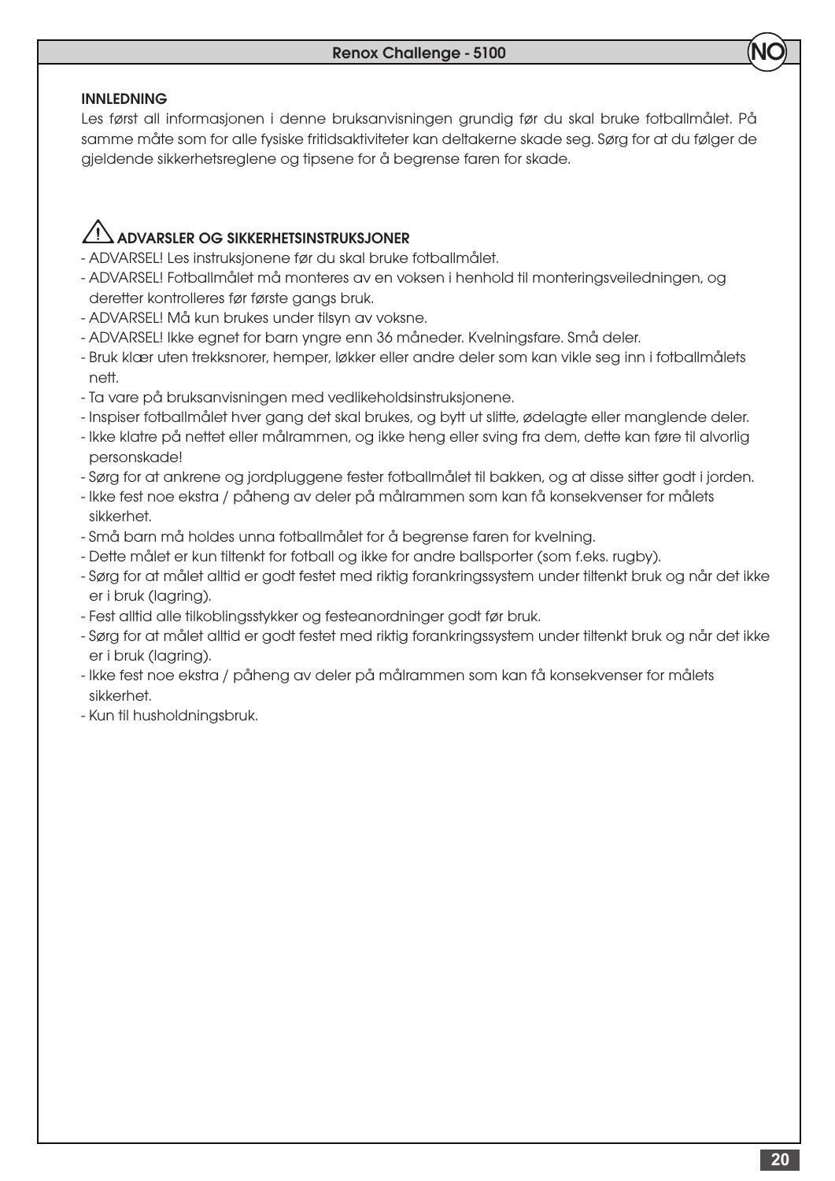## INNLEDNING

Les først all informasjonen i denne bruksanvisningen grundig før du skal bruke fotballmålet. På samme måte som for alle fysiske fritidsaktiviteter kan deltakerne skade seg. Sørg for at du følger de gjeldende sikkerhetsreglene og tipsene for å begrense faren for skade.

## ⚠ ADVARSLER OG SIKKERHETSINSTRUKSJONER

- ADVARSEL! Les instruksjonene før du skal bruke fotballmålet.
- ADVARSEL! Fotballmålet må monteres av en voksen i henhold til monteringsveiledningen, og deretter kontrolleres før første gangs bruk.
- ADVARSEL! Må kun brukes under tilsyn av voksne.
- ADVARSEL! Ikke egnet for barn yngre enn 36 måneder. Kvelningsfare. Små deler.
- Bruk klær uten trekksnorer, hemper, løkker eller andre deler som kan vikle seg inn i fotballmålets nett.
- Ta vare på bruksanvisningen med vedlikeholdsinstruksjonene.
- Inspiser fotballmålet hver gang det skal brukes, og bytt ut slitte, ødelagte eller manglende deler.
- Ikke klatre på nettet eller målrammen, og ikke heng eller sving fra dem, dette kan føre til alvorlig personskade!
- Sørg for at ankrene og jordpluggene fester fotballmålet til bakken, og at disse sitter godt i jorden.
- Ikke fest noe ekstra / påheng av deler på målrammen som kan få konsekvenser for målets sikkerhet.
- Små barn må holdes unna fotballmålet for å begrense faren for kvelning.
- Dette målet er kun tiltenkt for fotball og ikke for andre ballsporter (som f.eks. rugby).
- Sørg for at målet alltid er godt festet med riktig forankringssystem under tiltenkt bruk og når det ikke er i bruk (lagring).
- Fest alltid alle tilkoblingsstykker og festeanordninger godt før bruk.
- Sørg for at målet alltid er godt festet med riktig forankringssystem under tiltenkt bruk og når det ikke er i bruk (lagring).
- Ikke fest noe ekstra / påheng av deler på målrammen som kan få konsekvenser for målets sikkerhet.
- Kun til husholdningsbruk.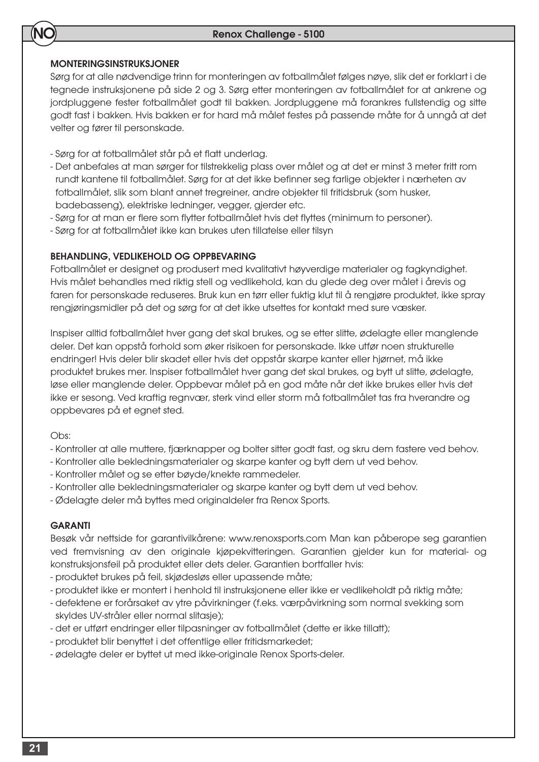## MONTERINGSINSTRUKSJONER

Sørg for at alle nødvendige trinn for monteringen av fotballmålet følges nøye, slik det er forklart i de tegnede instruksjonene på side 2 og 3. Sørg etter monteringen av fotballmålet for at ankrene og jordpluggene fester fotballmålet godt til bakken. Jordpluggene må forankres fullstendig og sitte godt fast i bakken. Hvis bakken er for hard må målet festes på passende måte for å unngå at det velter og fører til personskade.

- Sørg for at fotballmålet står på et flatt underlag.
- Det anbefales at man sørger for tilstrekkelig plass over målet og at det er minst 3 meter fritt rom rundt kantene til fotballmålet. Sørg for at det ikke befinner seg farlige objekter i nærheten av fotballmålet, slik som blant annet tregreiner, andre objekter til fritidsbruk (som husker, badebasseng), elektriske ledninger, vegger, gjerder etc.
- Sørg for at man er flere som flytter fotballmålet hvis det flyttes (minimum to personer).
- Sørg for at fotballmålet ikke kan brukes uten tillatelse eller tilsyn

## BEHANDLING, VEDLIKEHOLD OG OPPBEVARING

Fotballmålet er designet og produsert med kvalitativt høyverdige materialer og fagkyndighet. Hvis målet behandles med riktig stell og vedlikehold, kan du glede deg over målet i årevis og faren for personskade reduseres. Bruk kun en tørr eller fuktig klut til å rengjøre produktet, ikke spray rengjøringsmidler på det og sørg for at det ikke utsettes for kontakt med sure væsker.

Inspiser alltid fotballmålet hver gang det skal brukes, og se etter slitte, ødelagte eller manglende deler. Det kan oppstå forhold som øker risikoen for personskade. Ikke utfør noen strukturelle endringer! Hvis deler blir skadet eller hvis det oppstår skarpe kanter eller hjørnet, må ikke produktet brukes mer. Inspiser fotballmålet hver gang det skal brukes, og bytt ut slitte, ødelagte, løse eller manglende deler. Oppbevar målet på en god måte når det ikke brukes eller hvis det ikke er sesong. Ved kraftig regnvær, sterk vind eller storm må fotballmålet tas fra hverandre og oppbevares på et egnet sted.

Obs:

- Kontroller at alle muttere, fjærknapper og bolter sitter godt fast, og skru dem fastere ved behov.
- Kontroller alle bekledningsmaterialer og skarpe kanter og bytt dem ut ved behov.
- Kontroller målet og se etter bøyde/knekte rammedeler.
- Kontroller alle bekledningsmaterialer og skarpe kanter og bytt dem ut ved behov.
- Ødelagte deler må byttes med originaldeler fra Renox Sports.

## GARANTI

Besøk vår nettside for garantivilkårene: www.renoxsports.com Man kan påberope seg garantien ved fremvisning av den originale kjøpekvitteringen. Garantien gjelder kun for material- og konstruksjonsfeil på produktet eller dets deler. Garantien bortfaller hvis:

- produktet brukes på feil, skjødesløs eller upassende måte;
- produktet ikke er montert i henhold til instruksjonene eller ikke er vedlikeholdt på riktig måte;
- defektene er forårsaket av ytre påvirkninger (f.eks. værpåvirkning som normal svekking som skyldes UV-stråler eller normal slitasje);
- det er utført endringer eller tilpasninger av fotballmålet (dette er ikke tillatt);
- produktet blir benyttet i det offentlige eller fritidsmarkedet;
- ødelagte deler er byttet ut med ikke-originale Renox Sports-deler.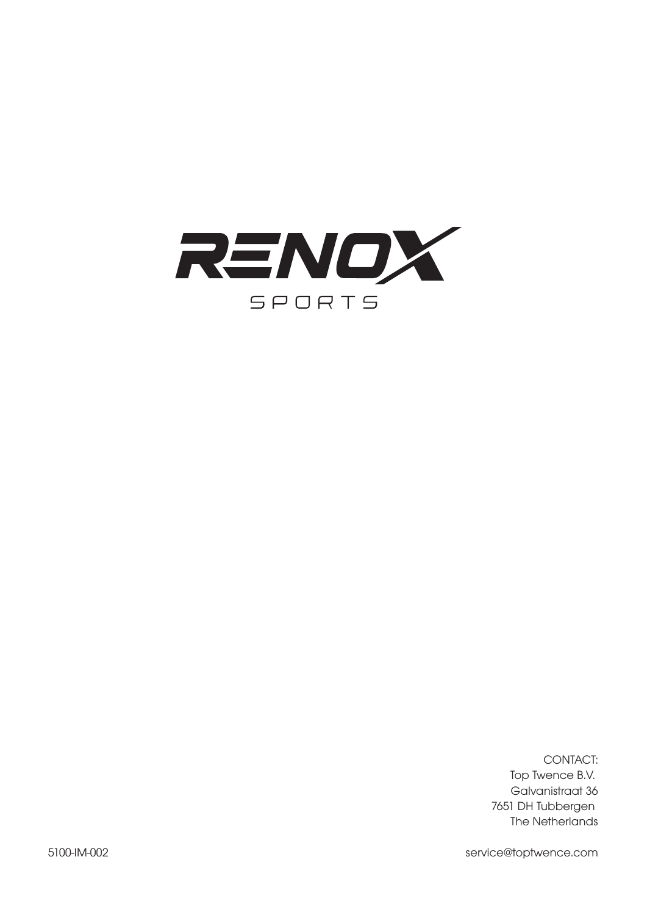RENOX

SPORTS

CONTACT:
Top Twence B.V.
Galvanistraat 36
7651 DH Tubbergen
The Netherlands

5100-IM-002

service@toptwence.com